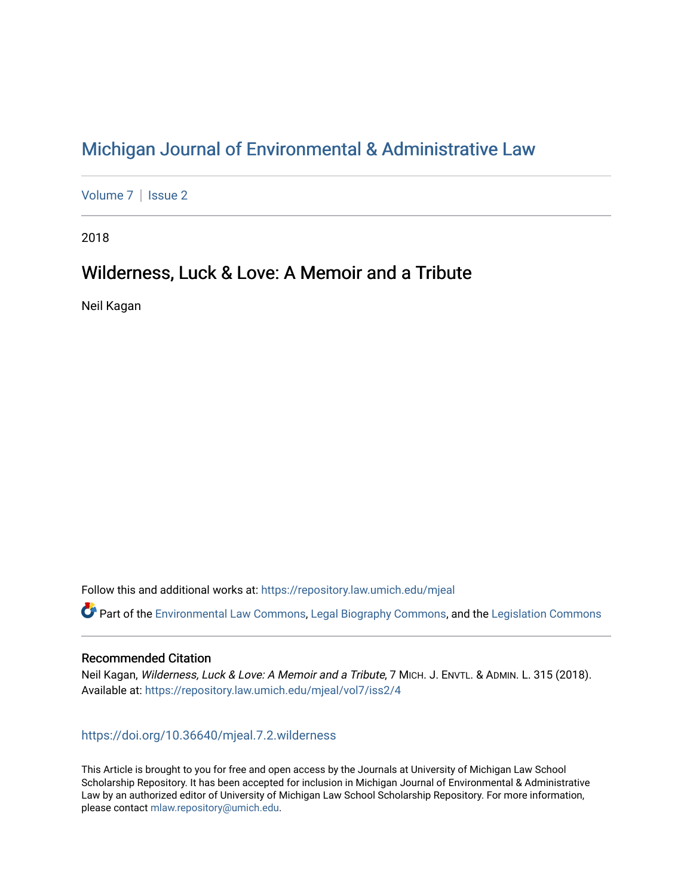# Michigan Journal of Environmental & Administrative Law

Volume 7 | Issue 2

2018

## Wilderness, Luck & Love: A Memoir and a Tribute

Neil Kagan

Follow this and additional works at: https://repository.law.umich.edu/mjeal

Part of the Environmental Law Commons, Legal Biography Commons, and the Legislation Commons

### Recommended Citation

Neil Kagan, *Wilderness, Luck & Love: A Memoir and a Tribute*, 7 MICH. J. ENVTL. & ADMIN. L. 315 (2018).
Available at: https://repository.law.umich.edu/mjeal/vol7/iss2/4

https://doi.org/10.36640/mjeal.7.2.wilderness

This Article is brought to you for free and open access by the Journals at University of Michigan Law School Scholarship Repository. It has been accepted for inclusion in Michigan Journal of Environmental & Administrative Law by an authorized editor of University of Michigan Law School Scholarship Repository. For more information, please contact mlaw.repository@umich.edu.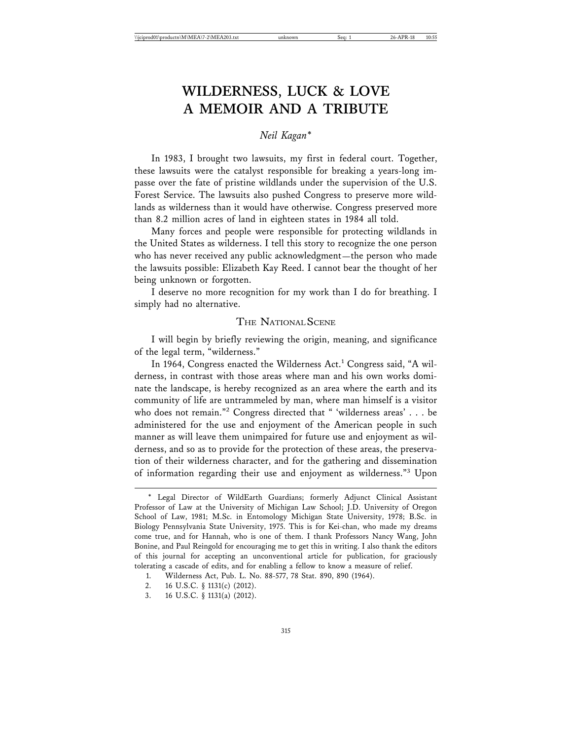# WILDERNESS, LUCK & LOVE A MEMOIR AND A TRIBUTE

*Neil Kagan**

In 1983, I brought two lawsuits, my first in federal court. Together, these lawsuits were the catalyst responsible for breaking a years-long impasse over the fate of pristine wildlands under the supervision of the U.S. Forest Service. The lawsuits also pushed Congress to preserve more wildlands as wilderness than it would have otherwise. Congress preserved more than 8.2 million acres of land in eighteen states in 1984 all told.

Many forces and people were responsible for protecting wildlands in the United States as wilderness. I tell this story to recognize the one person who has never received any public acknowledgment—the person who made the lawsuits possible: Elizabeth Kay Reed. I cannot bear the thought of her being unknown or forgotten.

I deserve no more recognition for my work than I do for breathing. I simply had no alternative.

## THE NATIONAL SCENE

I will begin by briefly reviewing the origin, meaning, and significance of the legal term, "wilderness."

In 1964, Congress enacted the Wilderness Act.[1] Congress said, "A wilderness, in contrast with those areas where man and his own works dominate the landscape, is hereby recognized as an area where the earth and its community of life are untrammeled by man, where man himself is a visitor who does not remain."[2] Congress directed that " 'wilderness areas' . . . be administered for the use and enjoyment of the American people in such manner as will leave them unimpaired for future use and enjoyment as wilderness, and so as to provide for the protection of these areas, the preservation of their wilderness character, and for the gathering and dissemination of information regarding their use and enjoyment as wilderness."[3] Upon

---

\* Legal Director of WildEarth Guardians; formerly Adjunct Clinical Assistant Professor of Law at the University of Michigan Law School; J.D. University of Oregon School of Law, 1981; M.Sc. in Entomology Michigan State University, 1978; B.Sc. in Biology Pennsylvania State University, 1975. This is for Kei-chan, who made my dreams come true, and for Hannah, who is one of them. I thank Professors Nancy Wang, John Bonine, and Paul Reingold for encouraging me to get this in writing. I also thank the editors of this journal for accepting an unconventional article for publication, for graciously tolerating a cascade of edits, and for enabling a fellow to know a measure of relief.

1. Wilderness Act, Pub. L. No. 88-577, 78 Stat. 890, 890 (1964).

2. 16 U.S.C. § 1131(c) (2012).

3. 16 U.S.C. § 1131(a) (2012).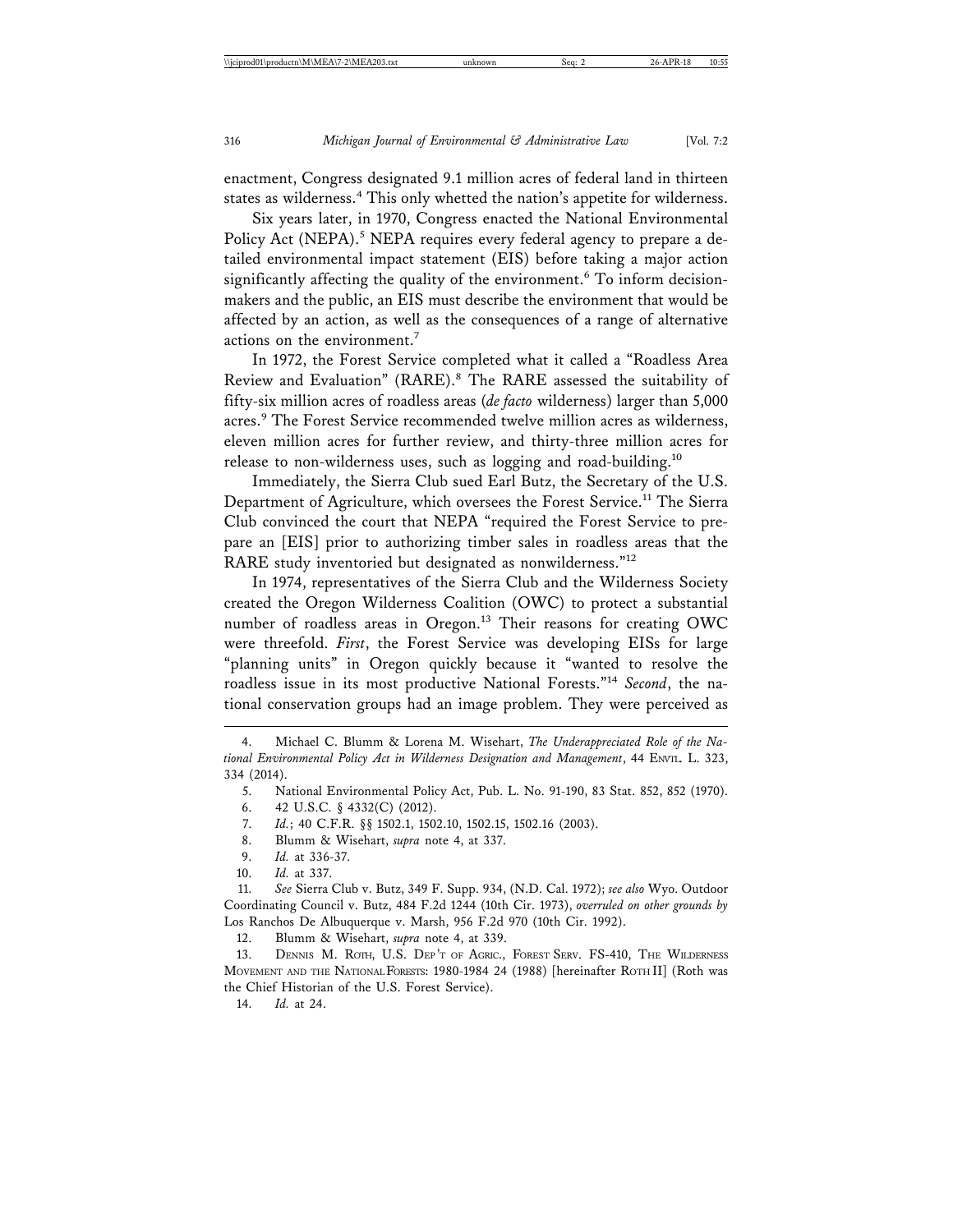enactment, Congress designated 9.1 million acres of federal land in thirteen states as wilderness.[4] This only whetted the nation's appetite for wilderness.

Six years later, in 1970, Congress enacted the National Environmental Policy Act (NEPA).[5] NEPA requires every federal agency to prepare a detailed environmental impact statement (EIS) before taking a major action significantly affecting the quality of the environment.[6] To inform decision-makers and the public, an EIS must describe the environment that would be affected by an action, as well as the consequences of a range of alternative actions on the environment.[7]

In 1972, the Forest Service completed what it called a "Roadless Area Review and Evaluation" (RARE).[8] The RARE assessed the suitability of fifty-six million acres of roadless areas (*de facto* wilderness) larger than 5,000 acres.[9] The Forest Service recommended twelve million acres as wilderness, eleven million acres for further review, and thirty-three million acres for release to non-wilderness uses, such as logging and road-building.[10]

Immediately, the Sierra Club sued Earl Butz, the Secretary of the U.S. Department of Agriculture, which oversees the Forest Service.[11] The Sierra Club convinced the court that NEPA "required the Forest Service to prepare an [EIS] prior to authorizing timber sales in roadless areas that the RARE study inventoried but designated as nonwilderness."[12]

In 1974, representatives of the Sierra Club and the Wilderness Society created the Oregon Wilderness Coalition (OWC) to protect a substantial number of roadless areas in Oregon.[13] Their reasons for creating OWC were threefold. *First*, the Forest Service was developing EISs for large "planning units" in Oregon quickly because it "wanted to resolve the roadless issue in its most productive National Forests."[14] *Second*, the national conservation groups had an image problem. They were perceived as

---

4. Michael C. Blumm & Lorena M. Wisehart, *The Underappreciated Role of the National Environmental Policy Act in Wilderness Designation and Management*, 44 Envtl. L. 323, 334 (2014).

5. National Environmental Policy Act, Pub. L. No. 91-190, 83 Stat. 852, 852 (1970).

6. 42 U.S.C. § 4332(C) (2012).

7. *Id.*; 40 C.F.R. §§ 1502.1, 1502.10, 1502.15, 1502.16 (2003).

8. Blumm & Wisehart, *supra* note 4, at 337.

9. *Id.* at 336-37.

10. *Id.* at 337.

11. *See* Sierra Club v. Butz, 349 F. Supp. 934, (N.D. Cal. 1972); *see also* Wyo. Outdoor Coordinating Council v. Butz, 484 F.2d 1244 (10th Cir. 1973), *overruled on other grounds by* Los Ranchos De Albuquerque v. Marsh, 956 F.2d 970 (10th Cir. 1992).

12. Blumm & Wisehart, *supra* note 4, at 339.

13. Dennis M. Roth, U.S. Dep't of Agric., Forest Serv. FS-410, The Wilderness Movement and the National Forests: 1980-1984 24 (1988) [hereinafter Roth II] (Roth was the Chief Historian of the U.S. Forest Service).

14. *Id.* at 24.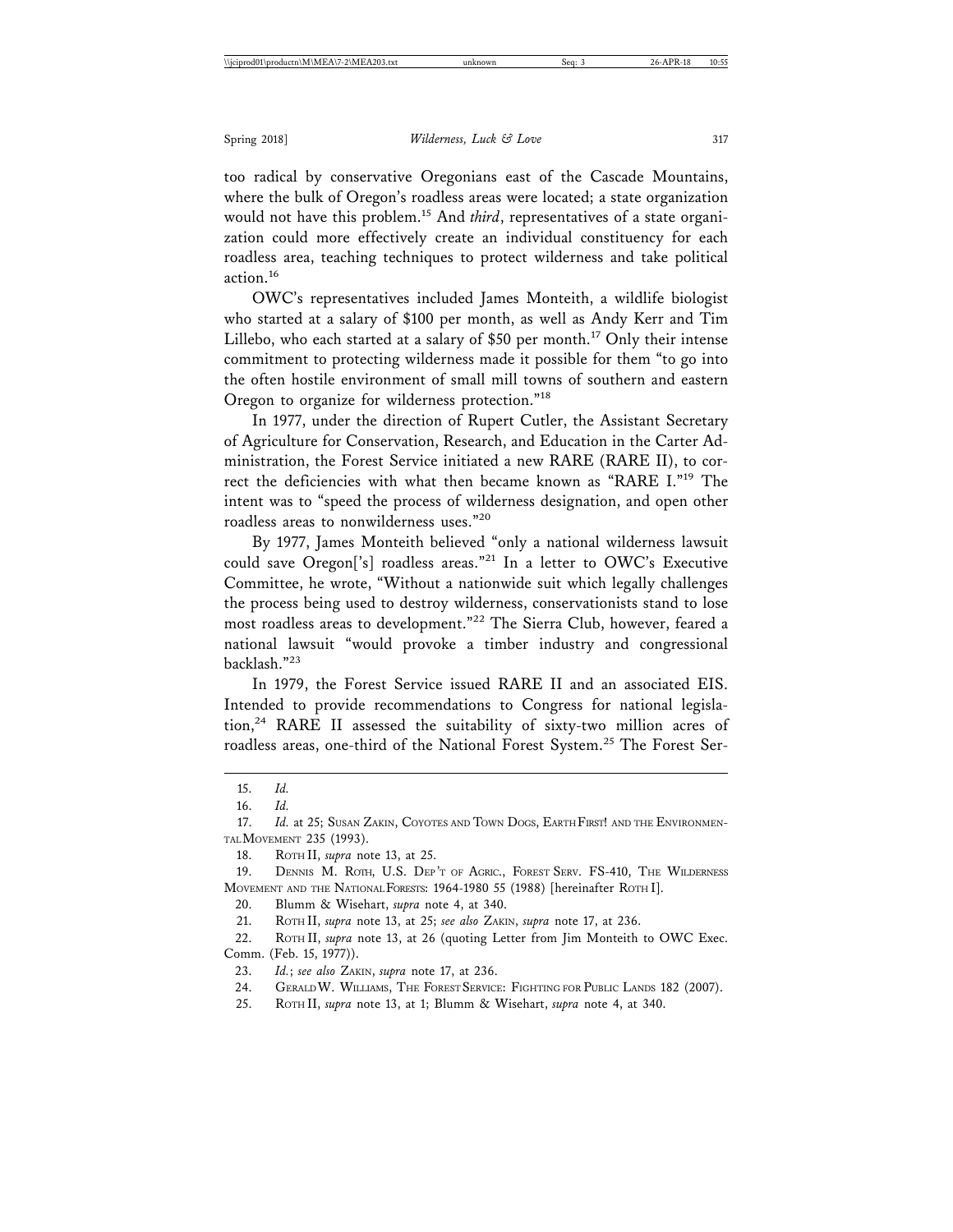too radical by conservative Oregonians east of the Cascade Mountains, where the bulk of Oregon's roadless areas were located; a state organization would not have this problem.[15] And *third*, representatives of a state organization could more effectively create an individual constituency for each roadless area, teaching techniques to protect wilderness and take political action.[16]

OWC's representatives included James Monteith, a wildlife biologist who started at a salary of $100 per month, as well as Andy Kerr and Tim Lillebo, who each started at a salary of $50 per month.[17] Only their intense commitment to protecting wilderness made it possible for them "to go into the often hostile environment of small mill towns of southern and eastern Oregon to organize for wilderness protection."[18]

In 1977, under the direction of Rupert Cutler, the Assistant Secretary of Agriculture for Conservation, Research, and Education in the Carter Administration, the Forest Service initiated a new RARE (RARE II), to correct the deficiencies with what then became known as "RARE I."[19] The intent was to "speed the process of wilderness designation, and open other roadless areas to nonwilderness uses."[20]

By 1977, James Monteith believed "only a national wilderness lawsuit could save Oregon['s] roadless areas."[21] In a letter to OWC's Executive Committee, he wrote, "Without a nationwide suit which legally challenges the process being used to destroy wilderness, conservationists stand to lose most roadless areas to development."[22] The Sierra Club, however, feared a national lawsuit "would provoke a timber industry and congressional backlash."[23]

In 1979, the Forest Service issued RARE II and an associated EIS. Intended to provide recommendations to Congress for national legislation,[24] RARE II assessed the suitability of sixty-two million acres of roadless areas, one-third of the National Forest System.[25] The Forest Ser-

---

15. *Id.*

16. *Id.*

17. *Id.* at 25; Susan Zakin, Coyotes and Town Dogs, Earth First! and the Environmental Movement 235 (1993).

18. Roth II, *supra* note 13, at 25.

19. Dennis M. Roth, U.S. Dep't of Agric., Forest Serv. FS-410, The Wilderness Movement and the National Forests: 1964-1980 55 (1988) [hereinafter Roth I].

20. Blumm & Wisehart, *supra* note 4, at 340.

21. Roth II, *supra* note 13, at 25; *see also* Zakin, *supra* note 17, at 236.

22. Roth II, *supra* note 13, at 26 (quoting Letter from Jim Monteith to OWC Exec. Comm. (Feb. 15, 1977)).

23. *Id.*; *see also* Zakin, *supra* note 17, at 236.

24. Gerald W. Williams, The Forest Service: Fighting for Public Lands 182 (2007).

25. Roth II, *supra* note 13, at 1; Blumm & Wisehart, *supra* note 4, at 340.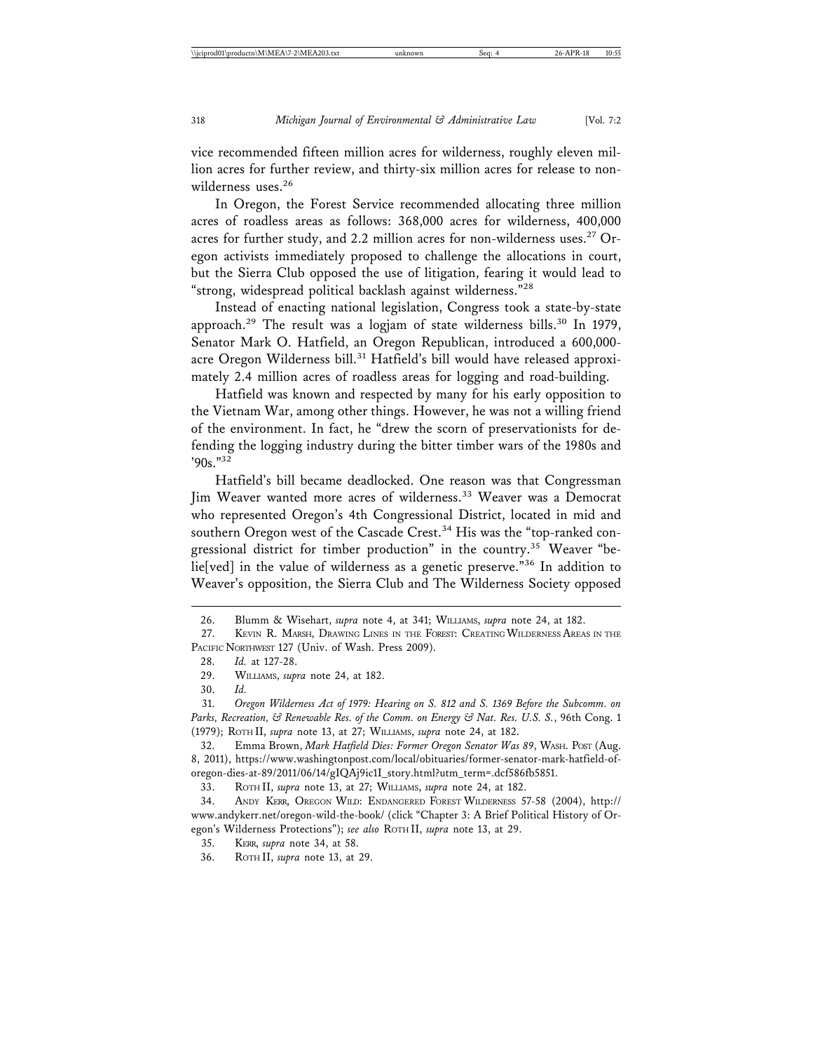vice recommended fifteen million acres for wilderness, roughly eleven million acres for further review, and thirty-six million acres for release to non-wilderness uses.[26]

In Oregon, the Forest Service recommended allocating three million acres of roadless areas as follows: 368,000 acres for wilderness, 400,000 acres for further study, and 2.2 million acres for non-wilderness uses.[27] Oregon activists immediately proposed to challenge the allocations in court, but the Sierra Club opposed the use of litigation, fearing it would lead to "strong, widespread political backlash against wilderness."[28]

Instead of enacting national legislation, Congress took a state-by-state approach.[29] The result was a logjam of state wilderness bills.[30] In 1979, Senator Mark O. Hatfield, an Oregon Republican, introduced a 600,000-acre Oregon Wilderness bill.[31] Hatfield's bill would have released approximately 2.4 million acres of roadless areas for logging and road-building.

Hatfield was known and respected by many for his early opposition to the Vietnam War, among other things. However, he was not a willing friend of the environment. In fact, he "drew the scorn of preservationists for defending the logging industry during the bitter timber wars of the 1980s and '90s."[32]

Hatfield's bill became deadlocked. One reason was that Congressman Jim Weaver wanted more acres of wilderness.[33] Weaver was a Democrat who represented Oregon's 4th Congressional District, located in mid and southern Oregon west of the Cascade Crest.[34] His was the "top-ranked congressional district for timber production" in the country.[35] Weaver "belie[ved] in the value of wilderness as a genetic preserve."[36] In addition to Weaver's opposition, the Sierra Club and The Wilderness Society opposed

---

26. Blumm & Wisehart, *supra* note 4, at 341; Williams, *supra* note 24, at 182.

27. Kevin R. Marsh, Drawing Lines in the Forest: Creating Wilderness Areas in the Pacific Northwest 127 (Univ. of Wash. Press 2009).

28. *Id.* at 127-28.

29. Williams, *supra* note 24, at 182.

30. *Id.*

31. *Oregon Wilderness Act of 1979: Hearing on S. 812 and S. 1369 Before the Subcomm. on Parks, Recreation, & Renewable Res. of the Comm. on Energy & Nat. Res. U.S. S.*, 96th Cong. 1 (1979); Roth II, *supra* note 13, at 27; Williams, *supra* note 24, at 182.

32. Emma Brown, *Mark Hatfield Dies: Former Oregon Senator Was 89*, Wash. Post (Aug. 8, 2011), https://www.washingtonpost.com/local/obituaries/former-senator-mark-hatfield-of-oregon-dies-at-89/2011/06/14/gIQAj9ic1I_story.html?utm_term=.dcf586fb5851.

33. Roth II, *supra* note 13, at 27; Williams, *supra* note 24, at 182.

34. Andy Kerr, Oregon Wild: Endangered Forest Wilderness 57-58 (2004), http://www.andykerr.net/oregon-wild-the-book/ (click "Chapter 3: A Brief Political History of Oregon's Wilderness Protections"); *see also* Roth II, *supra* note 13, at 29.

35. Kerr, *supra* note 34, at 58.

36. Roth II, *supra* note 13, at 29.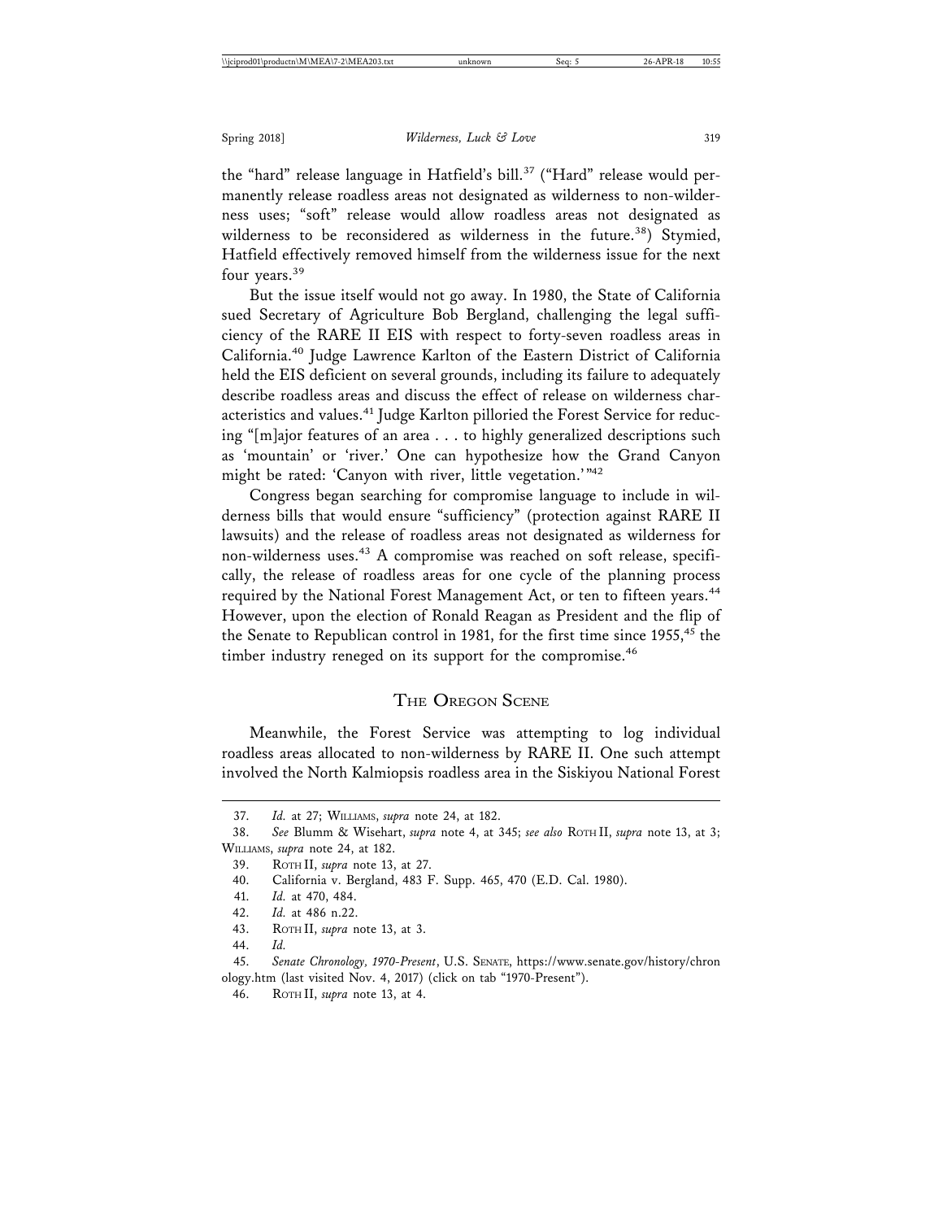the "hard" release language in Hatfield's bill.[37] ("Hard" release would permanently release roadless areas not designated as wilderness to non-wilderness uses; "soft" release would allow roadless areas not designated as wilderness to be reconsidered as wilderness in the future.[38]) Stymied, Hatfield effectively removed himself from the wilderness issue for the next four years.[39]

But the issue itself would not go away. In 1980, the State of California sued Secretary of Agriculture Bob Bergland, challenging the legal sufficiency of the RARE II EIS with respect to forty-seven roadless areas in California.[40] Judge Lawrence Karlton of the Eastern District of California held the EIS deficient on several grounds, including its failure to adequately describe roadless areas and discuss the effect of release on wilderness characteristics and values.[41] Judge Karlton pilloried the Forest Service for reducing "[m]ajor features of an area . . . to highly generalized descriptions such as 'mountain' or 'river.' One can hypothesize how the Grand Canyon might be rated: 'Canyon with river, little vegetation.'"[42]

Congress began searching for compromise language to include in wilderness bills that would ensure "sufficiency" (protection against RARE II lawsuits) and the release of roadless areas not designated as wilderness for non-wilderness uses.[43] A compromise was reached on soft release, specifically, the release of roadless areas for one cycle of the planning process required by the National Forest Management Act, or ten to fifteen years.[44] However, upon the election of Ronald Reagan as President and the flip of the Senate to Republican control in 1981, for the first time since 1955,[45] the timber industry reneged on its support for the compromise.[46]

## The Oregon Scene

Meanwhile, the Forest Service was attempting to log individual roadless areas allocated to non-wilderness by RARE II. One such attempt involved the North Kalmiopsis roadless area in the Siskiyou National Forest

---

37. *Id.* at 27; Williams, *supra* note 24, at 182.

38. *See* Blumm & Wisehart, *supra* note 4, at 345; *see also* Roth II, *supra* note 13, at 3; Williams, *supra* note 24, at 182.

39. Roth II, *supra* note 13, at 27.

40. California v. Bergland, 483 F. Supp. 465, 470 (E.D. Cal. 1980).

41. *Id.* at 470, 484.

42. *Id.* at 486 n.22.

43. Roth II, *supra* note 13, at 3.

44. *Id.*

45. *Senate Chronology, 1970-Present*, U.S. Senate, https://www.senate.gov/history/chronology.htm (last visited Nov. 4, 2017) (click on tab "1970-Present").

46. Roth II, *supra* note 13, at 4.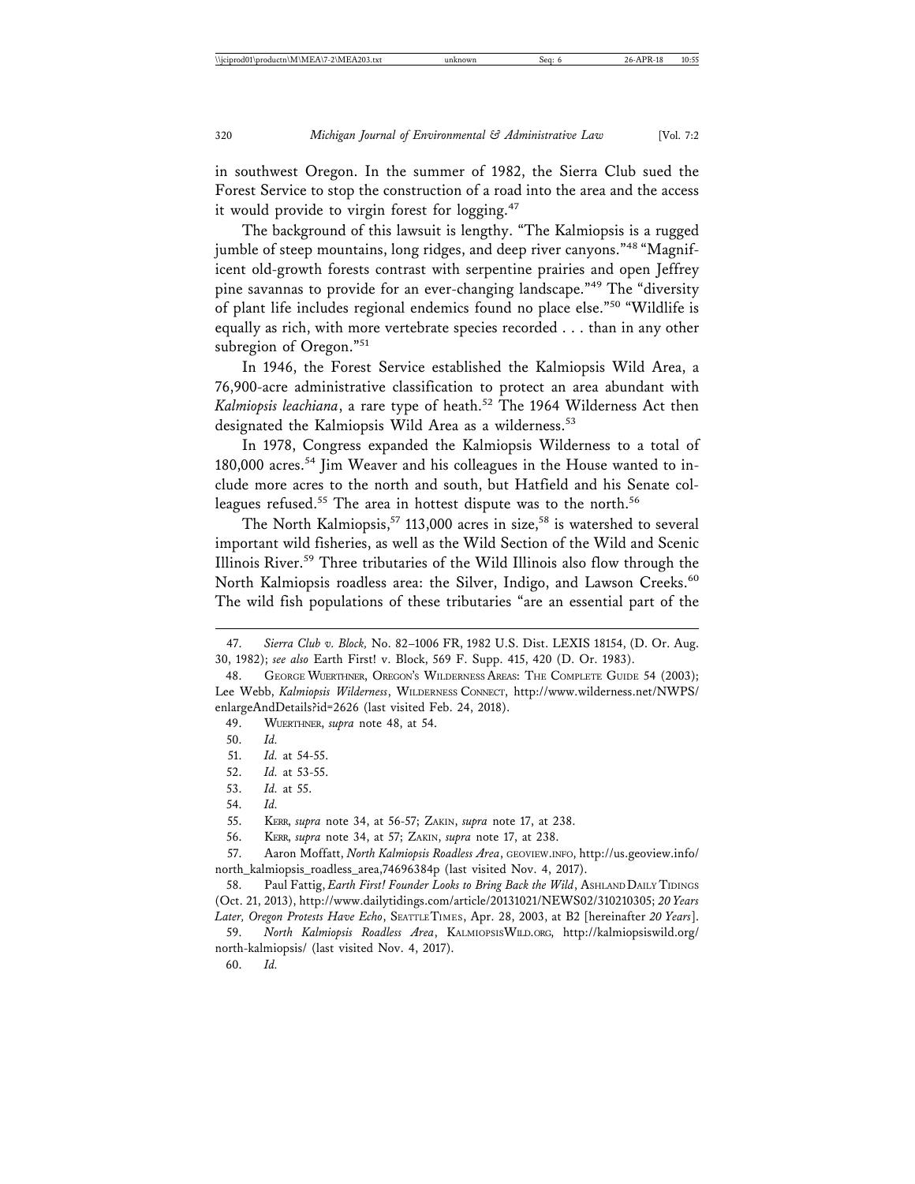in southwest Oregon. In the summer of 1982, the Sierra Club sued the Forest Service to stop the construction of a road into the area and the access it would provide to virgin forest for logging.[47]

The background of this lawsuit is lengthy. "The Kalmiopsis is a rugged jumble of steep mountains, long ridges, and deep river canyons."[48] "Magnificent old-growth forests contrast with serpentine prairies and open Jeffrey pine savannas to provide for an ever-changing landscape."[49] The "diversity of plant life includes regional endemics found no place else."[50] "Wildlife is equally as rich, with more vertebrate species recorded . . . than in any other subregion of Oregon."[51]

In 1946, the Forest Service established the Kalmiopsis Wild Area, a 76,900-acre administrative classification to protect an area abundant with *Kalmiopsis leachiana*, a rare type of heath.[52] The 1964 Wilderness Act then designated the Kalmiopsis Wild Area as a wilderness.[53]

In 1978, Congress expanded the Kalmiopsis Wilderness to a total of 180,000 acres.[54] Jim Weaver and his colleagues in the House wanted to include more acres to the north and south, but Hatfield and his Senate colleagues refused.[55] The area in hottest dispute was to the north.[56]

The North Kalmiopsis,[57] 113,000 acres in size,[58] is watershed to several important wild fisheries, as well as the Wild Section of the Wild and Scenic Illinois River.[59] Three tributaries of the Wild Illinois also flow through the North Kalmiopsis roadless area: the Silver, Indigo, and Lawson Creeks.[60] The wild fish populations of these tributaries "are an essential part of the

---

47. *Sierra Club v. Block,* No. 82–1006 FR, 1982 U.S. Dist. LEXIS 18154, (D. Or. Aug. 30, 1982); *see also* Earth First! v. Block, 569 F. Supp. 415, 420 (D. Or. 1983).

48. George Wuerthner, Oregon's Wilderness Areas: The Complete Guide 54 (2003); Lee Webb, *Kalmiopsis Wilderness*, Wilderness Connect, http://www.wilderness.net/NWPS/enlargeAndDetails?id=2626 (last visited Feb. 24, 2018).

49. Wuerthner, *supra* note 48, at 54.

50. *Id.*

51. *Id.* at 54-55.

52. *Id.* at 53-55.

53. *Id.* at 55.

54. *Id.*

55. Kerr, *supra* note 34, at 56-57; Zakin, *supra* note 17, at 238.

56. Kerr, *supra* note 34, at 57; Zakin, *supra* note 17, at 238.

57. Aaron Moffatt, *North Kalmiopsis Roadless Area*, geoview.info, http://us.geoview.info/north_kalmiopsis_roadless_area,74696384p (last visited Nov. 4, 2017).

58. Paul Fattig, *Earth First! Founder Looks to Bring Back the Wild*, Ashland Daily Tidings (Oct. 21, 2013), http://www.dailytidings.com/article/20131021/NEWS02/310210305; *20 Years Later, Oregon Protests Have Echo*, Seattle Times, Apr. 28, 2003, at B2 [hereinafter *20 Years*].

59. *North Kalmiopsis Roadless Area*, KalmiopsisWild.org, http://kalmiopsiswild.org/north-kalmiopsis/ (last visited Nov. 4, 2017).

60. *Id.*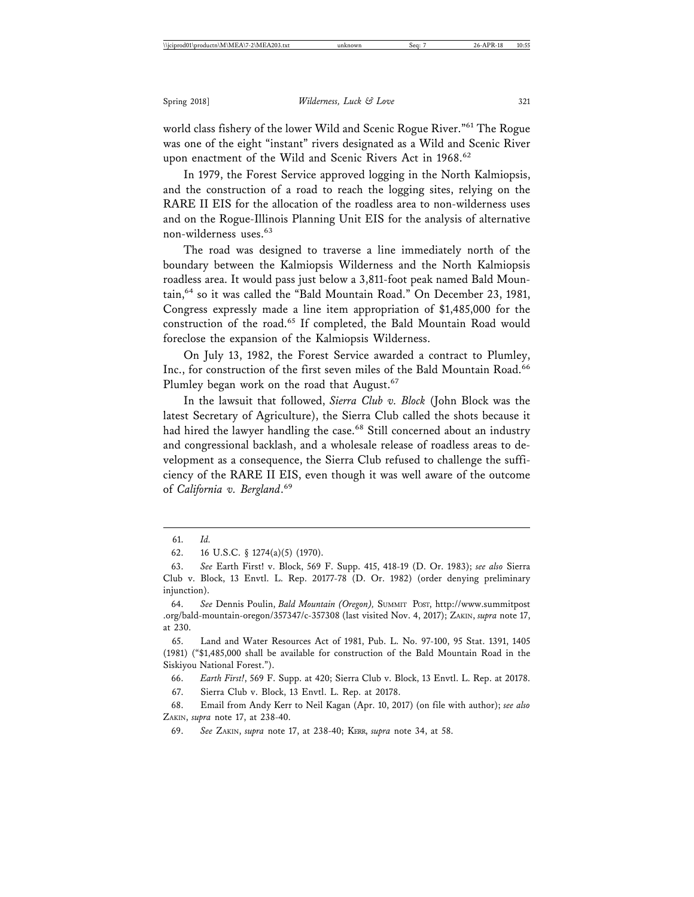world class fishery of the lower Wild and Scenic Rogue River."[61] The Rogue was one of the eight "instant" rivers designated as a Wild and Scenic River upon enactment of the Wild and Scenic Rivers Act in 1968.[62]

In 1979, the Forest Service approved logging in the North Kalmiopsis, and the construction of a road to reach the logging sites, relying on the RARE II EIS for the allocation of the roadless area to non-wilderness uses and on the Rogue-Illinois Planning Unit EIS for the analysis of alternative non-wilderness uses.[63]

The road was designed to traverse a line immediately north of the boundary between the Kalmiopsis Wilderness and the North Kalmiopsis roadless area. It would pass just below a 3,811-foot peak named Bald Mountain,[64] so it was called the "Bald Mountain Road." On December 23, 1981, Congress expressly made a line item appropriation of $1,485,000 for the construction of the road.[65] If completed, the Bald Mountain Road would foreclose the expansion of the Kalmiopsis Wilderness.

On July 13, 1982, the Forest Service awarded a contract to Plumley, Inc., for construction of the first seven miles of the Bald Mountain Road.[66] Plumley began work on the road that August.[67]

In the lawsuit that followed, *Sierra Club v. Block* (John Block was the latest Secretary of Agriculture), the Sierra Club called the shots because it had hired the lawyer handling the case.[68] Still concerned about an industry and congressional backlash, and a wholesale release of roadless areas to development as a consequence, the Sierra Club refused to challenge the sufficiency of the RARE II EIS, even though it was well aware of the outcome of *California v. Bergland*.[69]

---

61. *Id.*

62. 16 U.S.C. § 1274(a)(5) (1970).

63. *See* Earth First! v. Block, 569 F. Supp. 415, 418-19 (D. Or. 1983); *see also* Sierra Club v. Block, 13 Envtl. L. Rep. 20177-78 (D. Or. 1982) (order denying preliminary injunction).

64. *See* Dennis Poulin, *Bald Mountain (Oregon)*, SUMMIT POST, http://www.summitpost.org/bald-mountain-oregon/357347/c-357308 (last visited Nov. 4, 2017); ZAKIN, *supra* note 17, at 230.

65. Land and Water Resources Act of 1981, Pub. L. No. 97-100, 95 Stat. 1391, 1405 (1981) ("$1,485,000 shall be available for construction of the Bald Mountain Road in the Siskiyou National Forest.").

66. *Earth First!*, 569 F. Supp. at 420; Sierra Club v. Block, 13 Envtl. L. Rep. at 20178.

67. Sierra Club v. Block, 13 Envtl. L. Rep. at 20178.

68. Email from Andy Kerr to Neil Kagan (Apr. 10, 2017) (on file with author); *see also* ZAKIN, *supra* note 17, at 238-40.

69. *See* ZAKIN, *supra* note 17, at 238-40; KERR, *supra* note 34, at 58.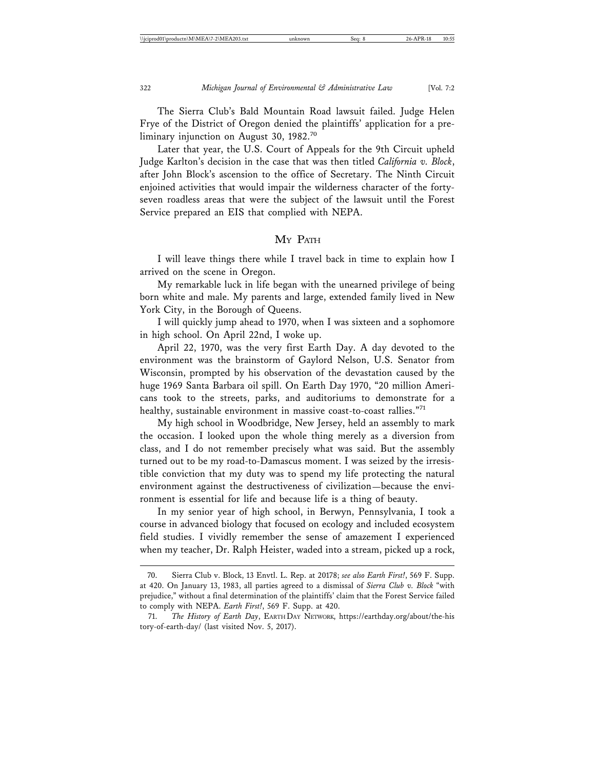The Sierra Club's Bald Mountain Road lawsuit failed. Judge Helen Frye of the District of Oregon denied the plaintiffs' application for a preliminary injunction on August 30, 1982.[70]

Later that year, the U.S. Court of Appeals for the 9th Circuit upheld Judge Karlton's decision in the case that was then titled *California v. Block*, after John Block's ascension to the office of Secretary. The Ninth Circuit enjoined activities that would impair the wilderness character of the forty-seven roadless areas that were the subject of the lawsuit until the Forest Service prepared an EIS that complied with NEPA.

## My Path

I will leave things there while I travel back in time to explain how I arrived on the scene in Oregon.

My remarkable luck in life began with the unearned privilege of being born white and male. My parents and large, extended family lived in New York City, in the Borough of Queens.

I will quickly jump ahead to 1970, when I was sixteen and a sophomore in high school. On April 22nd, I woke up.

April 22, 1970, was the very first Earth Day. A day devoted to the environment was the brainstorm of Gaylord Nelson, U.S. Senator from Wisconsin, prompted by his observation of the devastation caused by the huge 1969 Santa Barbara oil spill. On Earth Day 1970, "20 million Americans took to the streets, parks, and auditoriums to demonstrate for a healthy, sustainable environment in massive coast-to-coast rallies."[71]

My high school in Woodbridge, New Jersey, held an assembly to mark the occasion. I looked upon the whole thing merely as a diversion from class, and I do not remember precisely what was said. But the assembly turned out to be my road-to-Damascus moment. I was seized by the irresistible conviction that my duty was to spend my life protecting the natural environment against the destructiveness of civilization—because the environment is essential for life and because life is a thing of beauty.

In my senior year of high school, in Berwyn, Pennsylvania, I took a course in advanced biology that focused on ecology and included ecosystem field studies. I vividly remember the sense of amazement I experienced when my teacher, Dr. Ralph Heister, waded into a stream, picked up a rock,

---

70. Sierra Club v. Block, 13 Envtl. L. Rep. at 20178; *see also Earth First!*, 569 F. Supp. at 420. On January 13, 1983, all parties agreed to a dismissal of *Sierra Club v. Block* "with prejudice," without a final determination of the plaintiffs' claim that the Forest Service failed to comply with NEPA. *Earth First!*, 569 F. Supp. at 420.

71. *The History of Earth Day*, Earth Day Network, https://earthday.org/about/the-history-of-earth-day/ (last visited Nov. 5, 2017).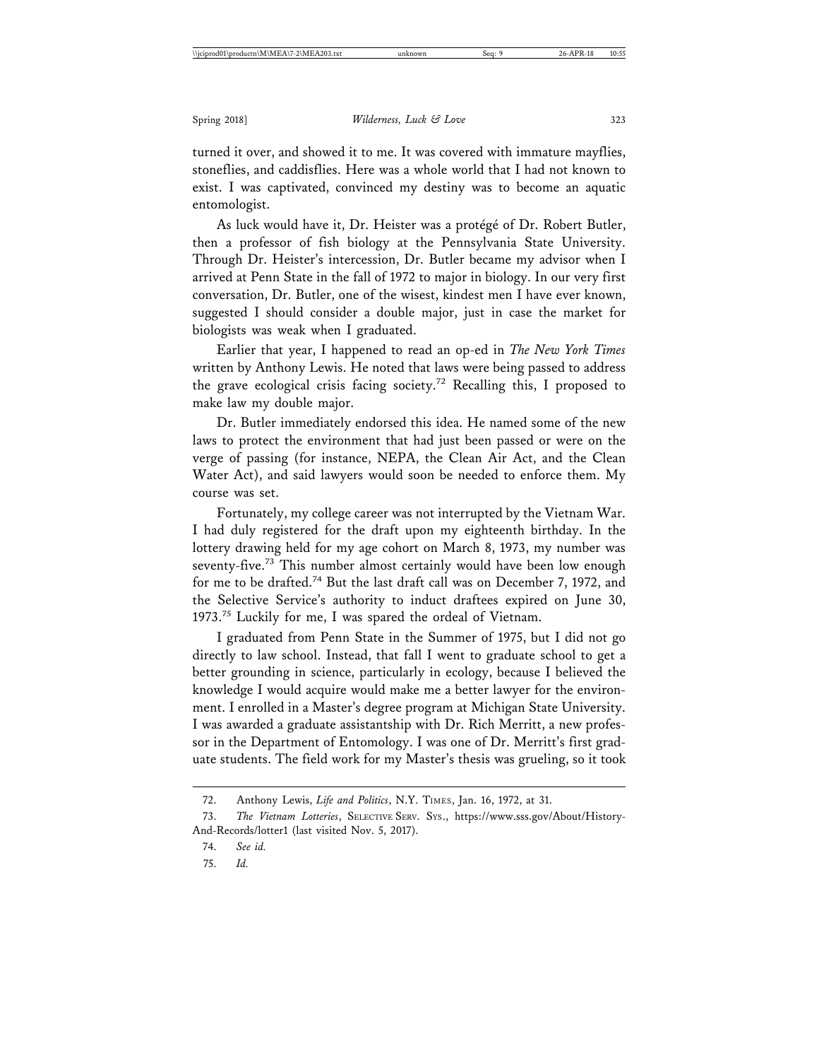turned it over, and showed it to me. It was covered with immature mayflies, stoneflies, and caddisflies. Here was a whole world that I had not known to exist. I was captivated, convinced my destiny was to become an aquatic entomologist.

As luck would have it, Dr. Heister was a protégé of Dr. Robert Butler, then a professor of fish biology at the Pennsylvania State University. Through Dr. Heister's intercession, Dr. Butler became my advisor when I arrived at Penn State in the fall of 1972 to major in biology. In our very first conversation, Dr. Butler, one of the wisest, kindest men I have ever known, suggested I should consider a double major, just in case the market for biologists was weak when I graduated.

Earlier that year, I happened to read an op-ed in *The New York Times* written by Anthony Lewis. He noted that laws were being passed to address the grave ecological crisis facing society.[72] Recalling this, I proposed to make law my double major.

Dr. Butler immediately endorsed this idea. He named some of the new laws to protect the environment that had just been passed or were on the verge of passing (for instance, NEPA, the Clean Air Act, and the Clean Water Act), and said lawyers would soon be needed to enforce them. My course was set.

Fortunately, my college career was not interrupted by the Vietnam War. I had duly registered for the draft upon my eighteenth birthday. In the lottery drawing held for my age cohort on March 8, 1973, my number was seventy-five.[73] This number almost certainly would have been low enough for me to be drafted.[74] But the last draft call was on December 7, 1972, and the Selective Service's authority to induct draftees expired on June 30, 1973.[75] Luckily for me, I was spared the ordeal of Vietnam.

I graduated from Penn State in the Summer of 1975, but I did not go directly to law school. Instead, that fall I went to graduate school to get a better grounding in science, particularly in ecology, because I believed the knowledge I would acquire would make me a better lawyer for the environment. I enrolled in a Master's degree program at Michigan State University. I was awarded a graduate assistantship with Dr. Rich Merritt, a new professor in the Department of Entomology. I was one of Dr. Merritt's first graduate students. The field work for my Master's thesis was grueling, so it took

---

72. Anthony Lewis, *Life and Politics*, N.Y. TIMES, Jan. 16, 1972, at 31.

73. *The Vietnam Lotteries*, SELECTIVE SERV. SYS., https://www.sss.gov/About/History-And-Records/lotter1 (last visited Nov. 5, 2017).

74. *See id.*

75. *Id.*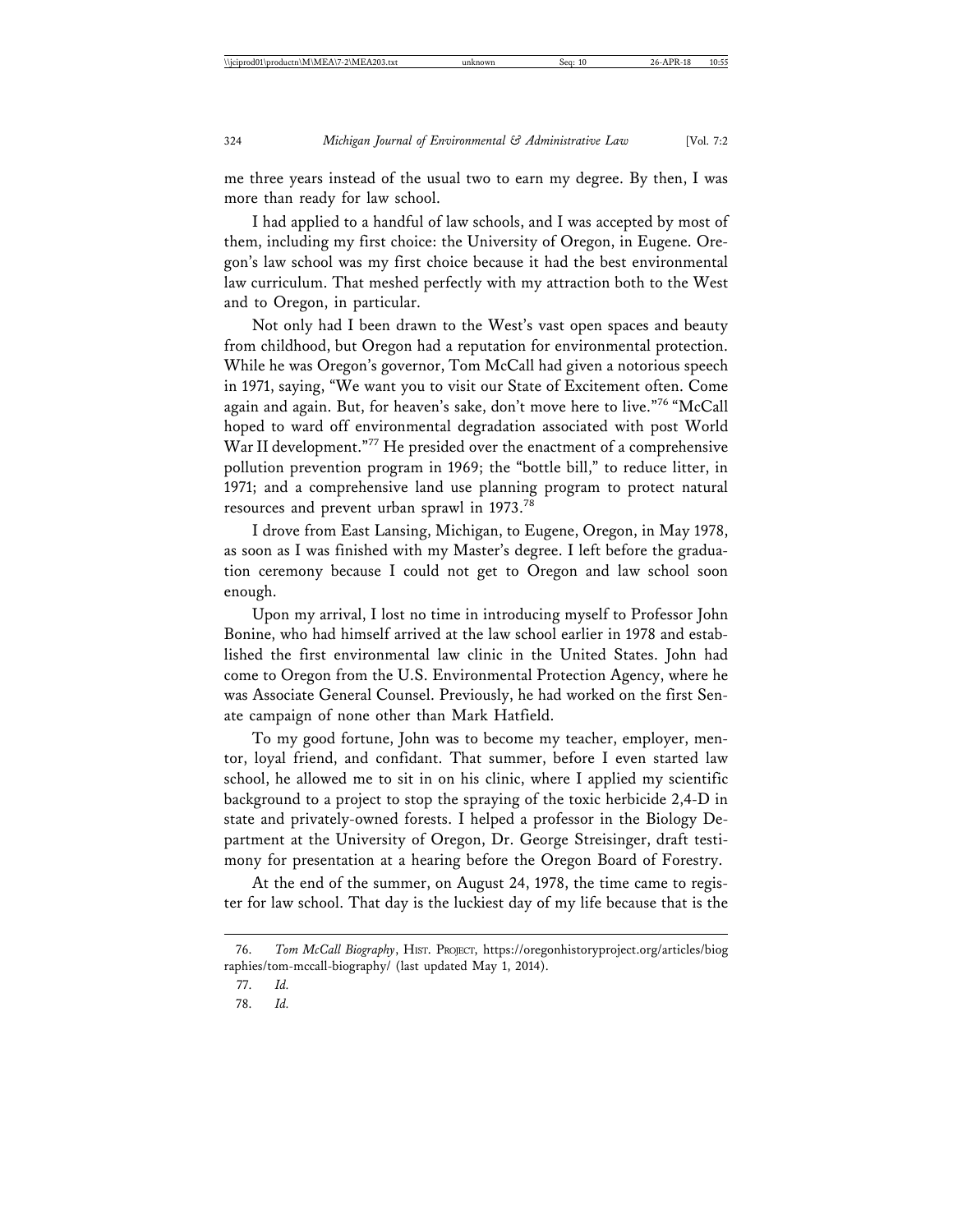me three years instead of the usual two to earn my degree. By then, I was more than ready for law school.

I had applied to a handful of law schools, and I was accepted by most of them, including my first choice: the University of Oregon, in Eugene. Oregon's law school was my first choice because it had the best environmental law curriculum. That meshed perfectly with my attraction both to the West and to Oregon, in particular.

Not only had I been drawn to the West's vast open spaces and beauty from childhood, but Oregon had a reputation for environmental protection. While he was Oregon's governor, Tom McCall had given a notorious speech in 1971, saying, "We want you to visit our State of Excitement often. Come again and again. But, for heaven's sake, don't move here to live."[76] "McCall hoped to ward off environmental degradation associated with post World War II development."[77] He presided over the enactment of a comprehensive pollution prevention program in 1969; the "bottle bill," to reduce litter, in 1971; and a comprehensive land use planning program to protect natural resources and prevent urban sprawl in 1973.[78]

I drove from East Lansing, Michigan, to Eugene, Oregon, in May 1978, as soon as I was finished with my Master's degree. I left before the graduation ceremony because I could not get to Oregon and law school soon enough.

Upon my arrival, I lost no time in introducing myself to Professor John Bonine, who had himself arrived at the law school earlier in 1978 and established the first environmental law clinic in the United States. John had come to Oregon from the U.S. Environmental Protection Agency, where he was Associate General Counsel. Previously, he had worked on the first Senate campaign of none other than Mark Hatfield.

To my good fortune, John was to become my teacher, employer, mentor, loyal friend, and confidant. That summer, before I even started law school, he allowed me to sit in on his clinic, where I applied my scientific background to a project to stop the spraying of the toxic herbicide 2,4-D in state and privately-owned forests. I helped a professor in the Biology Department at the University of Oregon, Dr. George Streisinger, draft testimony for presentation at a hearing before the Oregon Board of Forestry.

At the end of the summer, on August 24, 1978, the time came to register for law school. That day is the luckiest day of my life because that is the

76. *Tom McCall Biography*, HIST. PROJECT, https://oregonhistoryproject.org/articles/biographies/tom-mccall-biography/ (last updated May 1, 2014).

77. *Id.*

78. *Id.*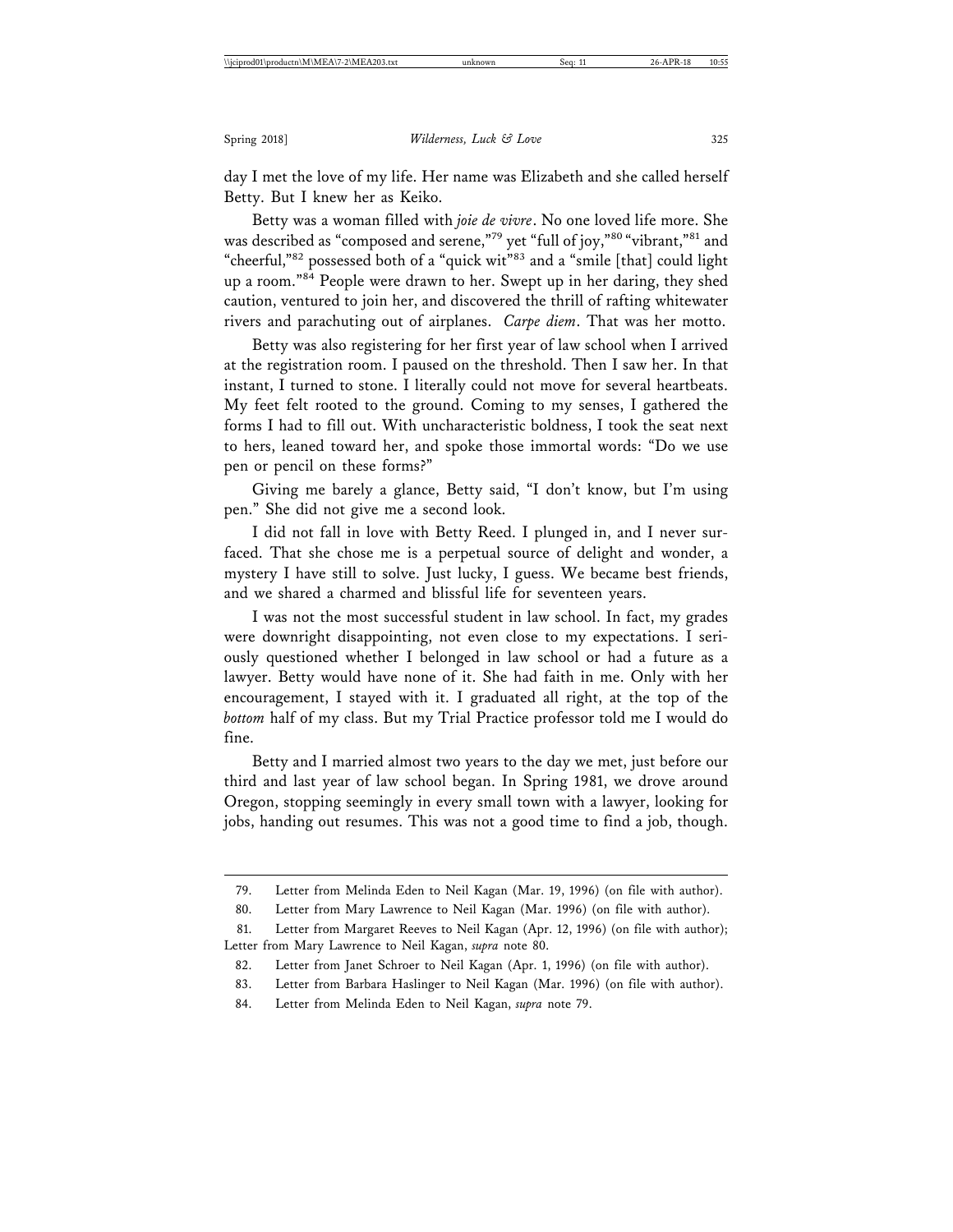day I met the love of my life. Her name was Elizabeth and she called herself Betty. But I knew her as Keiko.

Betty was a woman filled with *joie de vivre*. No one loved life more. She was described as "composed and serene,"[79] yet "full of joy,"[80] "vibrant,"[81] and "cheerful,"[82] possessed both of a "quick wit"[83] and a "smile [that] could light up a room."[84] People were drawn to her. Swept up in her daring, they shed caution, ventured to join her, and discovered the thrill of rafting whitewater rivers and parachuting out of airplanes. *Carpe diem*. That was her motto.

Betty was also registering for her first year of law school when I arrived at the registration room. I paused on the threshold. Then I saw her. In that instant, I turned to stone. I literally could not move for several heartbeats. My feet felt rooted to the ground. Coming to my senses, I gathered the forms I had to fill out. With uncharacteristic boldness, I took the seat next to hers, leaned toward her, and spoke those immortal words: "Do we use pen or pencil on these forms?"

Giving me barely a glance, Betty said, "I don't know, but I'm using pen." She did not give me a second look.

I did not fall in love with Betty Reed. I plunged in, and I never surfaced. That she chose me is a perpetual source of delight and wonder, a mystery I have still to solve. Just lucky, I guess. We became best friends, and we shared a charmed and blissful life for seventeen years.

I was not the most successful student in law school. In fact, my grades were downright disappointing, not even close to my expectations. I seriously questioned whether I belonged in law school or had a future as a lawyer. Betty would have none of it. She had faith in me. Only with her encouragement, I stayed with it. I graduated all right, at the top of the *bottom* half of my class. But my Trial Practice professor told me I would do fine.

Betty and I married almost two years to the day we met, just before our third and last year of law school began. In Spring 1981, we drove around Oregon, stopping seemingly in every small town with a lawyer, looking for jobs, handing out resumes. This was not a good time to find a job, though.

---

79. Letter from Melinda Eden to Neil Kagan (Mar. 19, 1996) (on file with author).

80. Letter from Mary Lawrence to Neil Kagan (Mar. 1996) (on file with author).

81. Letter from Margaret Reeves to Neil Kagan (Apr. 12, 1996) (on file with author); Letter from Mary Lawrence to Neil Kagan, *supra* note 80.

82. Letter from Janet Schroer to Neil Kagan (Apr. 1, 1996) (on file with author).

83. Letter from Barbara Haslinger to Neil Kagan (Mar. 1996) (on file with author).

84. Letter from Melinda Eden to Neil Kagan, *supra* note 79.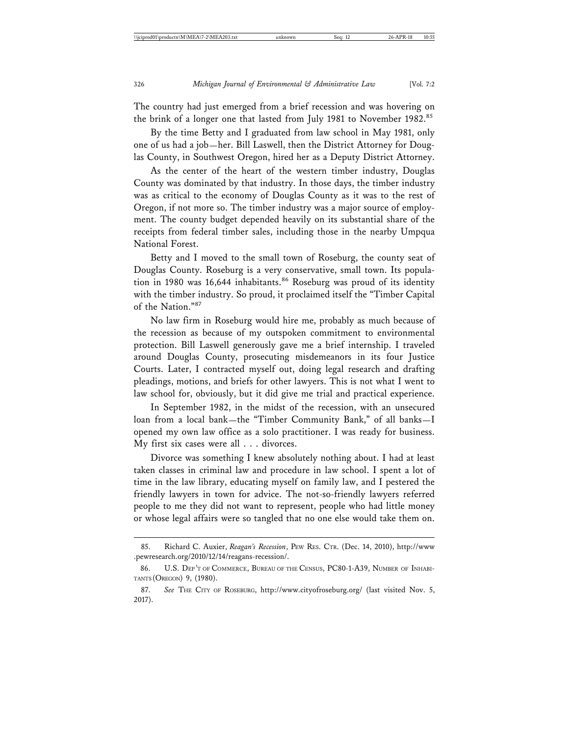The country had just emerged from a brief recession and was hovering on the brink of a longer one that lasted from July 1981 to November 1982.[85]

By the time Betty and I graduated from law school in May 1981, only one of us had a job—her. Bill Laswell, then the District Attorney for Douglas County, in Southwest Oregon, hired her as a Deputy District Attorney.

As the center of the heart of the western timber industry, Douglas County was dominated by that industry. In those days, the timber industry was as critical to the economy of Douglas County as it was to the rest of Oregon, if not more so. The timber industry was a major source of employment. The county budget depended heavily on its substantial share of the receipts from federal timber sales, including those in the nearby Umpqua National Forest.

Betty and I moved to the small town of Roseburg, the county seat of Douglas County. Roseburg is a very conservative, small town. Its population in 1980 was 16,644 inhabitants.[86] Roseburg was proud of its identity with the timber industry. So proud, it proclaimed itself the "Timber Capital of the Nation."[87]

No law firm in Roseburg would hire me, probably as much because of the recession as because of my outspoken commitment to environmental protection. Bill Laswell generously gave me a brief internship. I traveled around Douglas County, prosecuting misdemeanors in its four Justice Courts. Later, I contracted myself out, doing legal research and drafting pleadings, motions, and briefs for other lawyers. This is not what I went to law school for, obviously, but it did give me trial and practical experience.

In September 1982, in the midst of the recession, with an unsecured loan from a local bank—the "Timber Community Bank," of all banks—I opened my own law office as a solo practitioner. I was ready for business. My first six cases were all . . . divorces.

Divorce was something I knew absolutely nothing about. I had at least taken classes in criminal law and procedure in law school. I spent a lot of time in the law library, educating myself on family law, and I pestered the friendly lawyers in town for advice. The not-so-friendly lawyers referred people to me they did not want to represent, people who had little money or whose legal affairs were so tangled that no one else would take them on.

---

85. Richard C. Auxier, *Reagan's Recession*, PEW RES. CTR. (Dec. 14, 2010), http://www.pewresearch.org/2010/12/14/reagans-recession/.

86. U.S. DEP'T OF COMMERCE, BUREAU OF THE CENSUS, PC80-1-A39, NUMBER OF INHABITANTS (OREGON) 9, (1980).

87. *See* THE CITY OF ROSEBURG, http://www.cityofroseburg.org/ (last visited Nov. 5, 2017).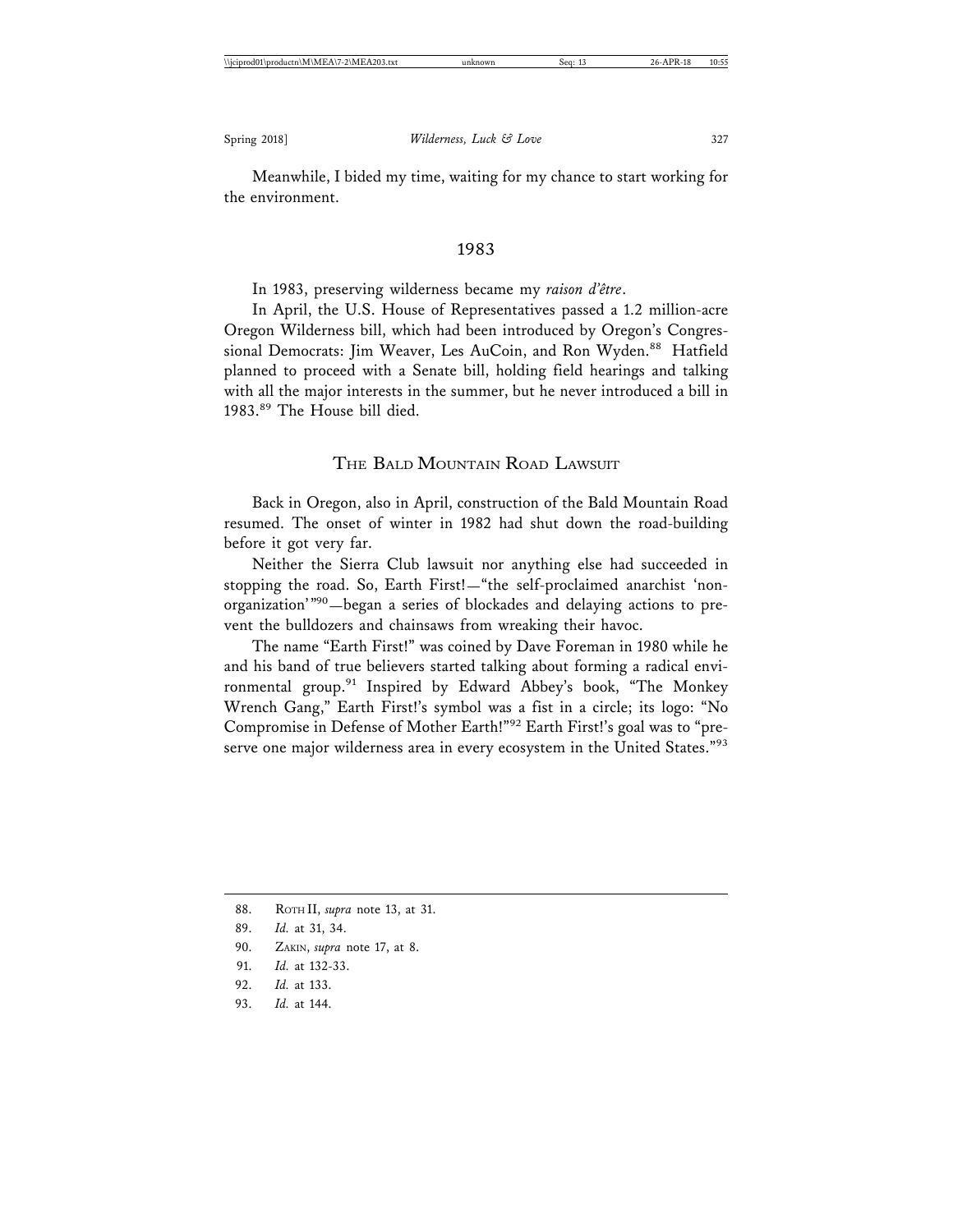Meanwhile, I bided my time, waiting for my chance to start working for the environment.

## 1983

In 1983, preserving wilderness became my *raison d'être*.

In April, the U.S. House of Representatives passed a 1.2 million-acre Oregon Wilderness bill, which had been introduced by Oregon's Congressional Democrats: Jim Weaver, Les AuCoin, and Ron Wyden.[88] Hatfield planned to proceed with a Senate bill, holding field hearings and talking with all the major interests in the summer, but he never introduced a bill in 1983.[89] The House bill died.

## The Bald Mountain Road Lawsuit

Back in Oregon, also in April, construction of the Bald Mountain Road resumed. The onset of winter in 1982 had shut down the road-building before it got very far.

Neither the Sierra Club lawsuit nor anything else had succeeded in stopping the road. So, Earth First!—"the self-proclaimed anarchist 'non-organization'"[90]—began a series of blockades and delaying actions to prevent the bulldozers and chainsaws from wreaking their havoc.

The name "Earth First!" was coined by Dave Foreman in 1980 while he and his band of true believers started talking about forming a radical environmental group.[91] Inspired by Edward Abbey's book, "The Monkey Wrench Gang," Earth First!'s symbol was a fist in a circle; its logo: "No Compromise in Defense of Mother Earth!"[92] Earth First!'s goal was to "preserve one major wilderness area in every ecosystem in the United States."[93]

---

88. Roth II, *supra* note 13, at 31.
89. *Id.* at 31, 34.
90. Zakin, *supra* note 17, at 8.
91. *Id.* at 132-33.
92. *Id.* at 133.
93. *Id.* at 144.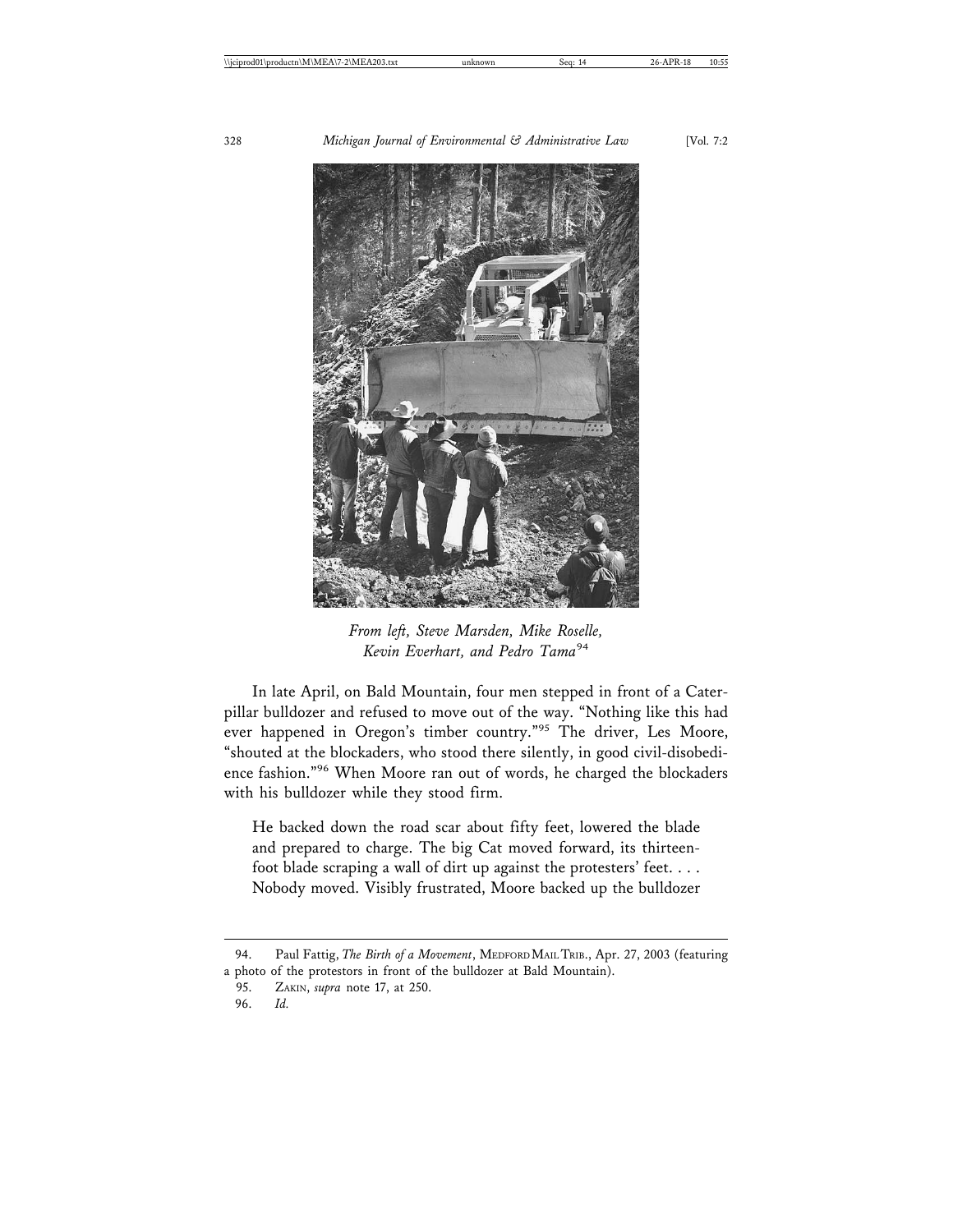*From left, Steve Marsden, Mike Roselle, Kevin Everhart, and Pedro Tama*[94]

In late April, on Bald Mountain, four men stepped in front of a Caterpillar bulldozer and refused to move out of the way. "Nothing like this had ever happened in Oregon's timber country."[95] The driver, Les Moore, "shouted at the blockaders, who stood there silently, in good civil-disobedience fashion."[96] When Moore ran out of words, he charged the blockaders with his bulldozer while they stood firm.

> He backed down the road scar about fifty feet, lowered the blade and prepared to charge. The big Cat moved forward, its thirteen-foot blade scraping a wall of dirt up against the protesters' feet. . . . Nobody moved. Visibly frustrated, Moore backed up the bulldozer

---

94. Paul Fattig, *The Birth of a Movement*, MEDFORD MAIL TRIB., Apr. 27, 2003 (featuring a photo of the protestors in front of the bulldozer at Bald Mountain).

95. ZAKIN, *supra* note 17, at 250.

96. *Id.*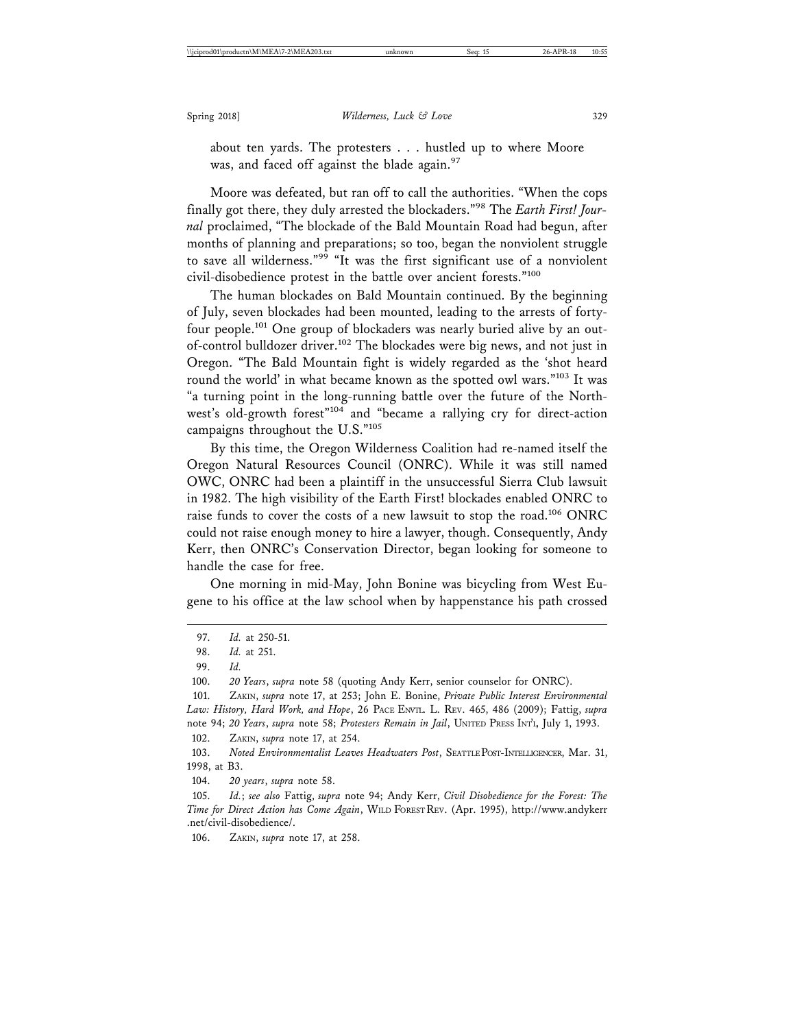about ten yards. The protesters . . . hustled up to where Moore was, and faced off against the blade again.[97]

Moore was defeated, but ran off to call the authorities. "When the cops finally got there, they duly arrested the blockaders."[98] The *Earth First! Journal* proclaimed, "The blockade of the Bald Mountain Road had begun, after months of planning and preparations; so too, began the nonviolent struggle to save all wilderness."[99] "It was the first significant use of a nonviolent civil-disobedience protest in the battle over ancient forests."[100]

The human blockades on Bald Mountain continued. By the beginning of July, seven blockades had been mounted, leading to the arrests of forty-four people.[101] One group of blockaders was nearly buried alive by an out-of-control bulldozer driver.[102] The blockades were big news, and not just in Oregon. "The Bald Mountain fight is widely regarded as the 'shot heard round the world' in what became known as the spotted owl wars."[103] It was "a turning point in the long-running battle over the future of the Northwest's old-growth forest"[104] and "became a rallying cry for direct-action campaigns throughout the U.S."[105]

By this time, the Oregon Wilderness Coalition had re-named itself the Oregon Natural Resources Council (ONRC). While it was still named OWC, ONRC had been a plaintiff in the unsuccessful Sierra Club lawsuit in 1982. The high visibility of the Earth First! blockades enabled ONRC to raise funds to cover the costs of a new lawsuit to stop the road.[106] ONRC could not raise enough money to hire a lawyer, though. Consequently, Andy Kerr, then ONRC's Conservation Director, began looking for someone to handle the case for free.

One morning in mid-May, John Bonine was bicycling from West Eugene to his office at the law school when by happenstance his path crossed

---

97. *Id.* at 250-51.

98. *Id.* at 251.

99. *Id.*

100. *20 Years*, *supra* note 58 (quoting Andy Kerr, senior counselor for ONRC).

101. ZAKIN, *supra* note 17, at 253; John E. Bonine, *Private Public Interest Environmental Law: History, Hard Work, and Hope*, 26 PACE ENVTL. L. REV. 465, 486 (2009); Fattig, *supra* note 94; *20 Years*, *supra* note 58; *Protesters Remain in Jail*, UNITED PRESS INT'L, July 1, 1993.

102. ZAKIN, *supra* note 17, at 254.

103. *Noted Environmentalist Leaves Headwaters Post*, SEATTLE POST-INTELLIGENCER, Mar. 31, 1998, at B3.

104. *20 years*, *supra* note 58.

105. *Id.*; *see also* Fattig, *supra* note 94; Andy Kerr, *Civil Disobedience for the Forest: The Time for Direct Action has Come Again*, WILD FOREST REV. (Apr. 1995), http://www.andykerr.net/civil-disobedience/.

106. ZAKIN, *supra* note 17, at 258.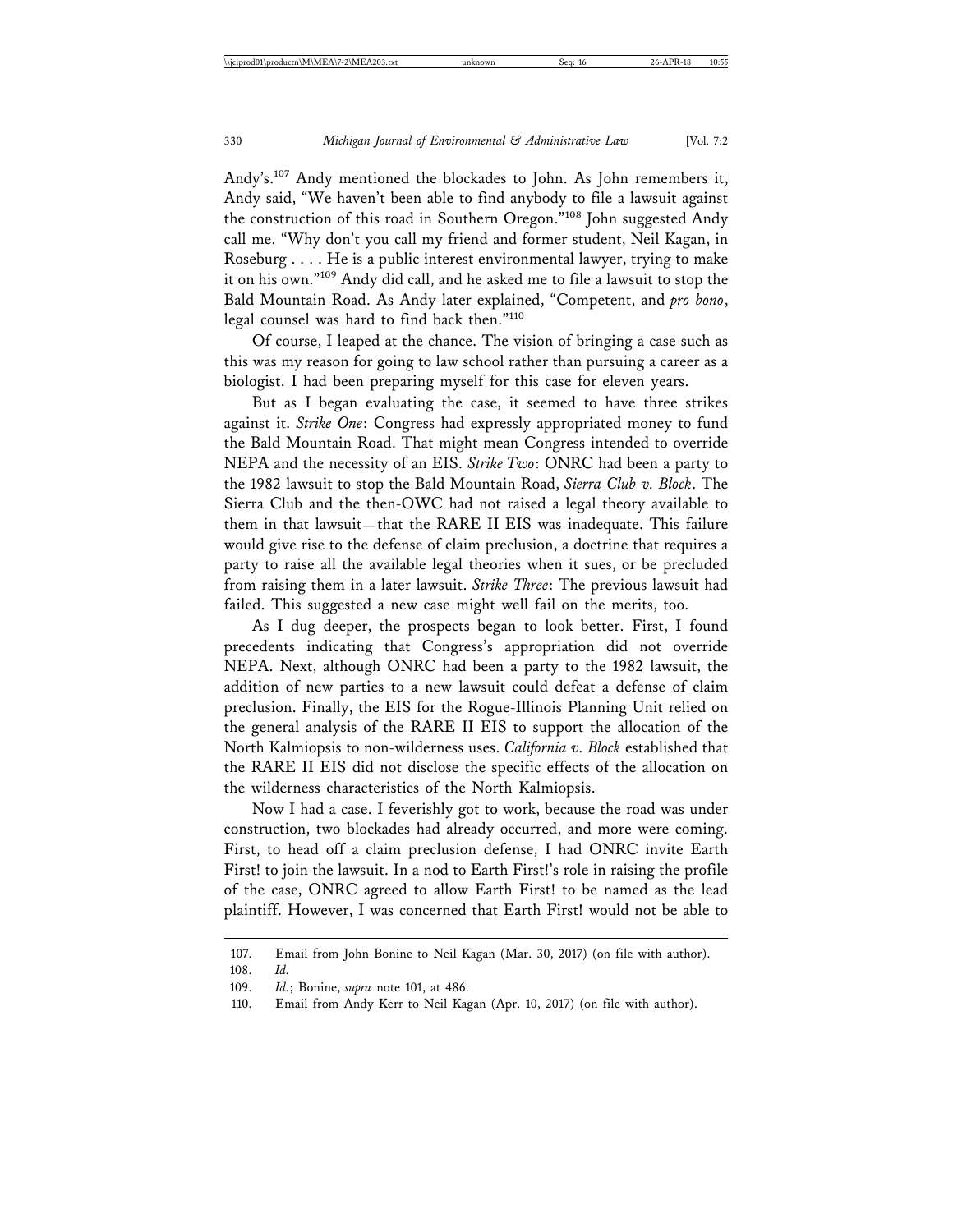Andy's.[107] Andy mentioned the blockades to John. As John remembers it, Andy said, "We haven't been able to find anybody to file a lawsuit against the construction of this road in Southern Oregon."[108] John suggested Andy call me. "Why don't you call my friend and former student, Neil Kagan, in Roseburg . . . . He is a public interest environmental lawyer, trying to make it on his own."[109] Andy did call, and he asked me to file a lawsuit to stop the Bald Mountain Road. As Andy later explained, "Competent, and *pro bono*, legal counsel was hard to find back then."[110]

Of course, I leaped at the chance. The vision of bringing a case such as this was my reason for going to law school rather than pursuing a career as a biologist. I had been preparing myself for this case for eleven years.

But as I began evaluating the case, it seemed to have three strikes against it. *Strike One*: Congress had expressly appropriated money to fund the Bald Mountain Road. That might mean Congress intended to override NEPA and the necessity of an EIS. *Strike Two*: ONRC had been a party to the 1982 lawsuit to stop the Bald Mountain Road, *Sierra Club v. Block*. The Sierra Club and the then-OWC had not raised a legal theory available to them in that lawsuit—that the RARE II EIS was inadequate. This failure would give rise to the defense of claim preclusion, a doctrine that requires a party to raise all the available legal theories when it sues, or be precluded from raising them in a later lawsuit. *Strike Three*: The previous lawsuit had failed. This suggested a new case might well fail on the merits, too.

As I dug deeper, the prospects began to look better. First, I found precedents indicating that Congress's appropriation did not override NEPA. Next, although ONRC had been a party to the 1982 lawsuit, the addition of new parties to a new lawsuit could defeat a defense of claim preclusion. Finally, the EIS for the Rogue-Illinois Planning Unit relied on the general analysis of the RARE II EIS to support the allocation of the North Kalmiopsis to non-wilderness uses. *California v. Block* established that the RARE II EIS did not disclose the specific effects of the allocation on the wilderness characteristics of the North Kalmiopsis.

Now I had a case. I feverishly got to work, because the road was under construction, two blockades had already occurred, and more were coming. First, to head off a claim preclusion defense, I had ONRC invite Earth First! to join the lawsuit. In a nod to Earth First!'s role in raising the profile of the case, ONRC agreed to allow Earth First! to be named as the lead plaintiff. However, I was concerned that Earth First! would not be able to

---

107. Email from John Bonine to Neil Kagan (Mar. 30, 2017) (on file with author).

108. *Id.*

109. *Id.*; Bonine, *supra* note 101, at 486.

110. Email from Andy Kerr to Neil Kagan (Apr. 10, 2017) (on file with author).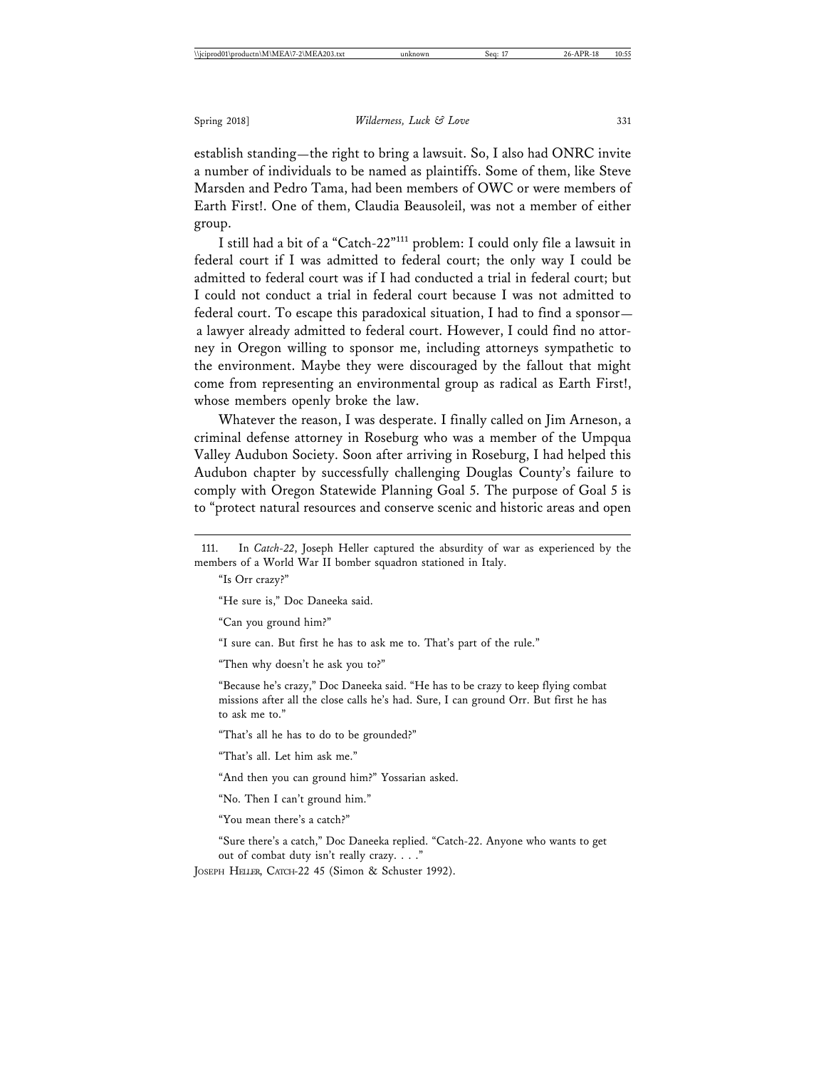establish standing—the right to bring a lawsuit. So, I also had ONRC invite a number of individuals to be named as plaintiffs. Some of them, like Steve Marsden and Pedro Tama, had been members of OWC or were members of Earth First!. One of them, Claudia Beausoleil, was not a member of either group.

I still had a bit of a "Catch-22"[111] problem: I could only file a lawsuit in federal court if I was admitted to federal court; the only way I could be admitted to federal court was if I had conducted a trial in federal court; but I could not conduct a trial in federal court because I was not admitted to federal court. To escape this paradoxical situation, I had to find a sponsor—a lawyer already admitted to federal court. However, I could find no attorney in Oregon willing to sponsor me, including attorneys sympathetic to the environment. Maybe they were discouraged by the fallout that might come from representing an environmental group as radical as Earth First!, whose members openly broke the law.

Whatever the reason, I was desperate. I finally called on Jim Arneson, a criminal defense attorney in Roseburg who was a member of the Umpqua Valley Audubon Society. Soon after arriving in Roseburg, I had helped this Audubon chapter by successfully challenging Douglas County's failure to comply with Oregon Statewide Planning Goal 5. The purpose of Goal 5 is to "protect natural resources and conserve scenic and historic areas and open

---

111. In *Catch-22*, Joseph Heller captured the absurdity of war as experienced by the members of a World War II bomber squadron stationed in Italy.

> "Is Orr crazy?"
>
> "He sure is," Doc Daneeka said.
>
> "Can you ground him?"
>
> "I sure can. But first he has to ask me to. That's part of the rule."
>
> "Then why doesn't he ask you to?"
>
> "Because he's crazy," Doc Daneeka said. "He has to be crazy to keep flying combat missions after all the close calls he's had. Sure, I can ground Orr. But first he has to ask me to."
>
> "That's all he has to do to be grounded?"
>
> "That's all. Let him ask me."
>
> "And then you can ground him?" Yossarian asked.
>
> "No. Then I can't ground him."
>
> "You mean there's a catch?"
>
> "Sure there's a catch," Doc Daneeka replied. "Catch-22. Anyone who wants to get out of combat duty isn't really crazy. . . ."

JOSEPH HELLER, CATCH-22 45 (Simon & Schuster 1992).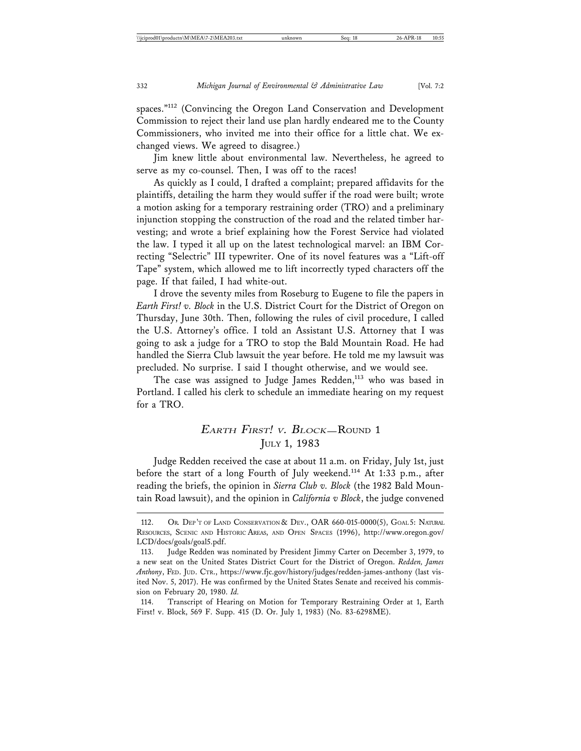spaces."[112] (Convincing the Oregon Land Conservation and Development Commission to reject their land use plan hardly endeared me to the County Commissioners, who invited me into their office for a little chat. We exchanged views. We agreed to disagree.)

Jim knew little about environmental law. Nevertheless, he agreed to serve as my co-counsel. Then, I was off to the races!

As quickly as I could, I drafted a complaint; prepared affidavits for the plaintiffs, detailing the harm they would suffer if the road were built; wrote a motion asking for a temporary restraining order (TRO) and a preliminary injunction stopping the construction of the road and the related timber harvesting; and wrote a brief explaining how the Forest Service had violated the law. I typed it all up on the latest technological marvel: an IBM Correcting "Selectric" III typewriter. One of its novel features was a "Lift-off Tape" system, which allowed me to lift incorrectly typed characters off the page. If that failed, I had white-out.

I drove the seventy miles from Roseburg to Eugene to file the papers in *Earth First! v. Block* in the U.S. District Court for the District of Oregon on Thursday, June 30th. Then, following the rules of civil procedure, I called the U.S. Attorney's office. I told an Assistant U.S. Attorney that I was going to ask a judge for a TRO to stop the Bald Mountain Road. He had handled the Sierra Club lawsuit the year before. He told me my lawsuit was precluded. No surprise. I said I thought otherwise, and we would see.

The case was assigned to Judge James Redden,[113] who was based in Portland. I called his clerk to schedule an immediate hearing on my request for a TRO.

## *Earth First! v. Block*—Round 1 July 1, 1983

Judge Redden received the case at about 11 a.m. on Friday, July 1st, just before the start of a long Fourth of July weekend.[114] At 1:33 p.m., after reading the briefs, the opinion in *Sierra Club v. Block* (the 1982 Bald Mountain Road lawsuit), and the opinion in *California v Block*, the judge convened

---

112. Or. Dep't of Land Conservation & Dev., OAR 660-015-0000(5), Goal 5: Natural Resources, Scenic and Historic Areas, and Open Spaces (1996), http://www.oregon.gov/LCD/docs/goals/goal5.pdf.

113. Judge Redden was nominated by President Jimmy Carter on December 3, 1979, to a new seat on the United States District Court for the District of Oregon. *Redden, James Anthony*, Fed. Jud. Ctr., https://www.fjc.gov/history/judges/redden-james-anthony (last visited Nov. 5, 2017). He was confirmed by the United States Senate and received his commission on February 20, 1980. *Id.*

114. Transcript of Hearing on Motion for Temporary Restraining Order at 1, Earth First! v. Block, 569 F. Supp. 415 (D. Or. July 1, 1983) (No. 83-6298ME).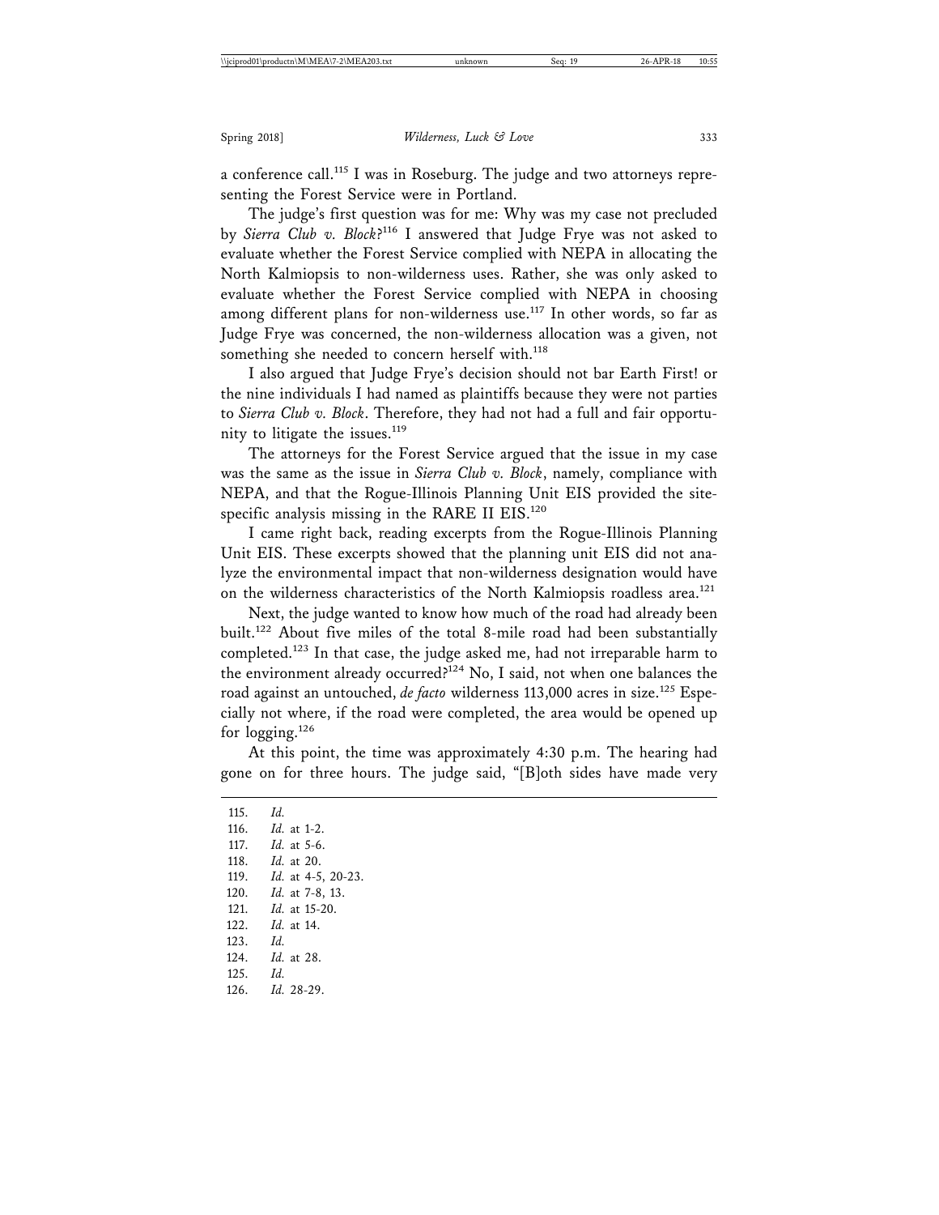a conference call.[115] I was in Roseburg. The judge and two attorneys representing the Forest Service were in Portland.

The judge's first question was for me: Why was my case not precluded by *Sierra Club v. Block*?[116] I answered that Judge Frye was not asked to evaluate whether the Forest Service complied with NEPA in allocating the North Kalmiopsis to non-wilderness uses. Rather, she was only asked to evaluate whether the Forest Service complied with NEPA in choosing among different plans for non-wilderness use.[117] In other words, so far as Judge Frye was concerned, the non-wilderness allocation was a given, not something she needed to concern herself with.[118]

I also argued that Judge Frye's decision should not bar Earth First! or the nine individuals I had named as plaintiffs because they were not parties to *Sierra Club v. Block*. Therefore, they had not had a full and fair opportunity to litigate the issues.[119]

The attorneys for the Forest Service argued that the issue in my case was the same as the issue in *Sierra Club v. Block*, namely, compliance with NEPA, and that the Rogue-Illinois Planning Unit EIS provided the site-specific analysis missing in the RARE II EIS.[120]

I came right back, reading excerpts from the Rogue-Illinois Planning Unit EIS. These excerpts showed that the planning unit EIS did not analyze the environmental impact that non-wilderness designation would have on the wilderness characteristics of the North Kalmiopsis roadless area.[121]

Next, the judge wanted to know how much of the road had already been built.[122] About five miles of the total 8-mile road had been substantially completed.[123] In that case, the judge asked me, had not irreparable harm to the environment already occurred?[124] No, I said, not when one balances the road against an untouched, *de facto* wilderness 113,000 acres in size.[125] Especially not where, if the road were completed, the area would be opened up for logging.[126]

At this point, the time was approximately 4:30 p.m. The hearing had gone on for three hours. The judge said, "[B]oth sides have made very

115. *Id.*
116. *Id.* at 1-2.
117. *Id.* at 5-6.
118. *Id.* at 20.
119. *Id.* at 4-5, 20-23.
120. *Id.* at 7-8, 13.
121. *Id.* at 15-20.
122. *Id.* at 14.
123. *Id.*
124. *Id.* at 28.
125. *Id.*
126. *Id.* 28-29.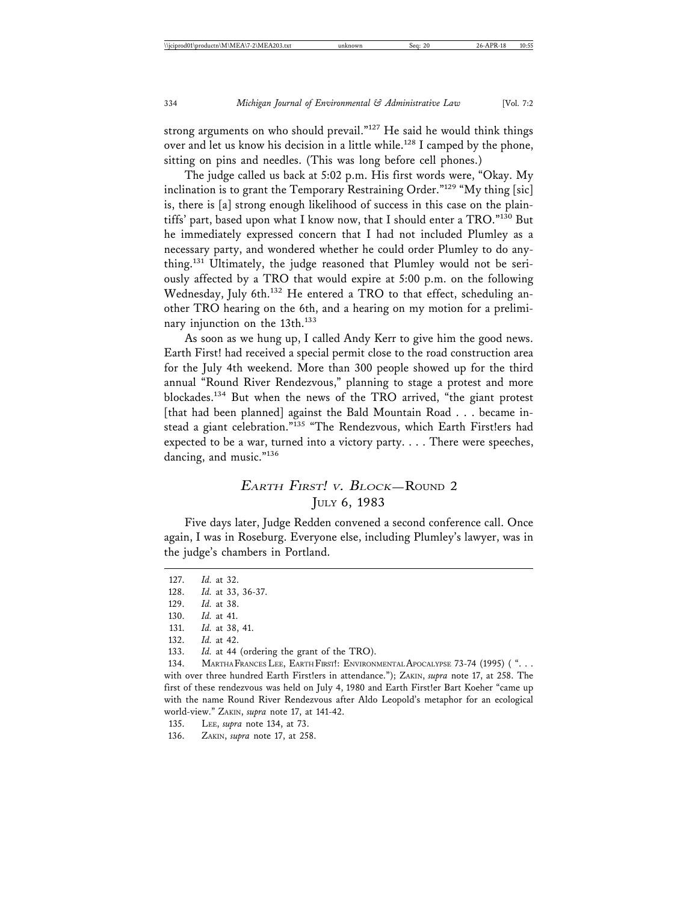strong arguments on who should prevail."[127] He said he would think things over and let us know his decision in a little while.[128] I camped by the phone, sitting on pins and needles. (This was long before cell phones.)

The judge called us back at 5:02 p.m. His first words were, "Okay. My inclination is to grant the Temporary Restraining Order."[129] "My thing [sic] is, there is [a] strong enough likelihood of success in this case on the plaintiffs' part, based upon what I know now, that I should enter a TRO."[130] But he immediately expressed concern that I had not included Plumley as a necessary party, and wondered whether he could order Plumley to do anything.[131] Ultimately, the judge reasoned that Plumley would not be seriously affected by a TRO that would expire at 5:00 p.m. on the following Wednesday, July 6th.[132] He entered a TRO to that effect, scheduling another TRO hearing on the 6th, and a hearing on my motion for a preliminary injunction on the 13th.[133]

As soon as we hung up, I called Andy Kerr to give him the good news. Earth First! had received a special permit close to the road construction area for the July 4th weekend. More than 300 people showed up for the third annual "Round River Rendezvous," planning to stage a protest and more blockades.[134] But when the news of the TRO arrived, "the giant protest [that had been planned] against the Bald Mountain Road . . . became instead a giant celebration."[135] "The Rendezvous, which Earth First!ers had expected to be a war, turned into a victory party. . . . There were speeches, dancing, and music."[136]

## *EARTH FIRST! v. BLOCK*—ROUND 2
## JULY 6, 1983

Five days later, Judge Redden convened a second conference call. Once again, I was in Roseburg. Everyone else, including Plumley's lawyer, was in the judge's chambers in Portland.

---

127. *Id.* at 32.

128. *Id.* at 33, 36-37.

129. *Id.* at 38.

130. *Id.* at 41.

131. *Id.* at 38, 41.

132. *Id.* at 42.

133. *Id.* at 44 (ordering the grant of the TRO).

134. MARTHA FRANCES LEE, EARTH FIRST!: ENVIRONMENTAL APOCALYPSE 73-74 (1995) ( ". . . with over three hundred Earth First!ers in attendance."); ZAKIN, *supra* note 17, at 258. The first of these rendezvous was held on July 4, 1980 and Earth First!er Bart Koeher "came up with the name Round River Rendezvous after Aldo Leopold's metaphor for an ecological world-view." ZAKIN, *supra* note 17, at 141-42.

135. LEE, *supra* note 134, at 73.

136. ZAKIN, *supra* note 17, at 258.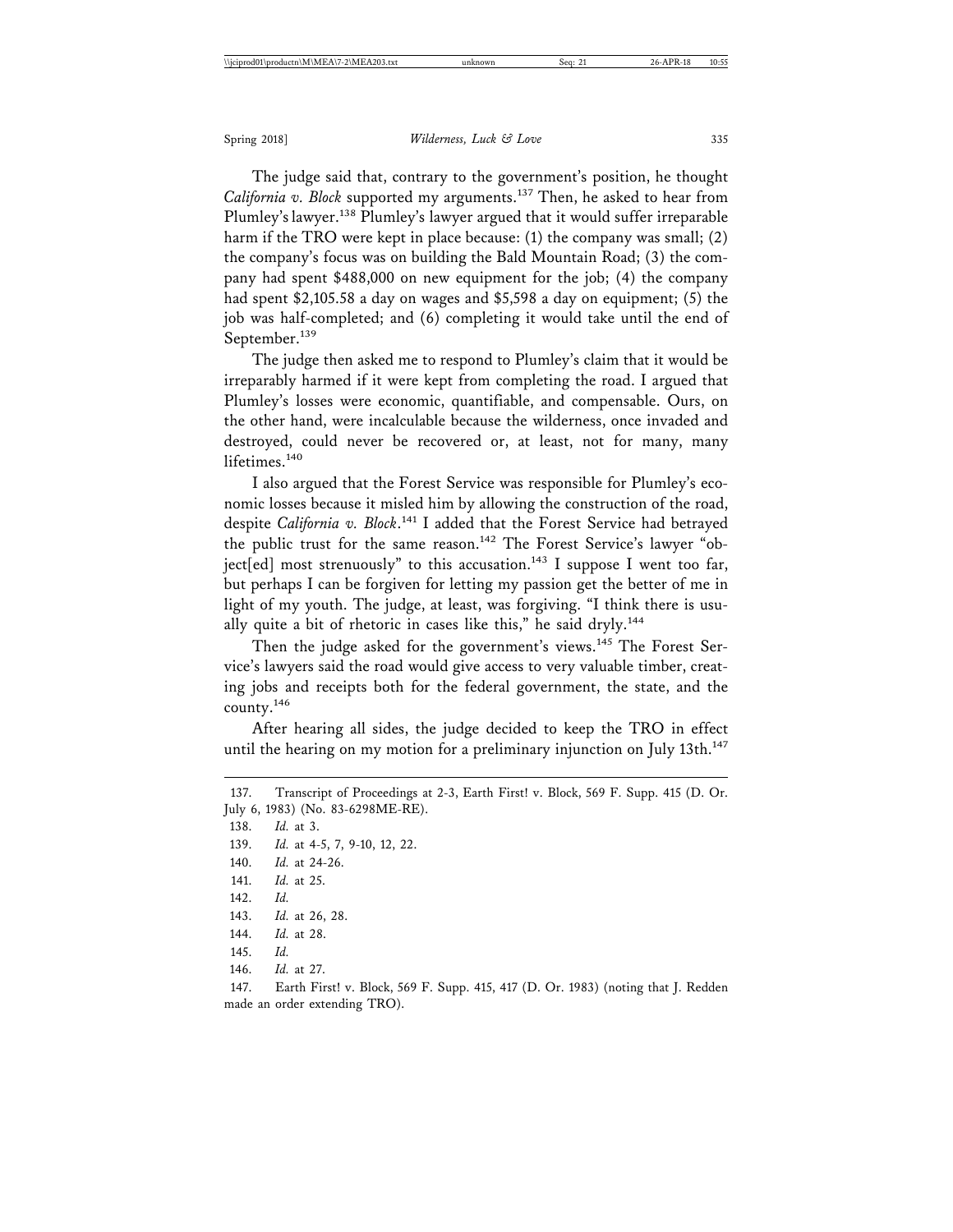The judge said that, contrary to the government's position, he thought *California v. Block* supported my arguments.[137] Then, he asked to hear from Plumley's lawyer.[138] Plumley's lawyer argued that it would suffer irreparable harm if the TRO were kept in place because: (1) the company was small; (2) the company's focus was on building the Bald Mountain Road; (3) the company had spent $488,000 on new equipment for the job; (4) the company had spent $2,105.58 a day on wages and $5,598 a day on equipment; (5) the job was half-completed; and (6) completing it would take until the end of September.[139]

The judge then asked me to respond to Plumley's claim that it would be irreparably harmed if it were kept from completing the road. I argued that Plumley's losses were economic, quantifiable, and compensable. Ours, on the other hand, were incalculable because the wilderness, once invaded and destroyed, could never be recovered or, at least, not for many, many lifetimes.[140]

I also argued that the Forest Service was responsible for Plumley's economic losses because it misled him by allowing the construction of the road, despite *California v. Block*.[141] I added that the Forest Service had betrayed the public trust for the same reason.[142] The Forest Service's lawyer "object[ed] most strenuously" to this accusation.[143] I suppose I went too far, but perhaps I can be forgiven for letting my passion get the better of me in light of my youth. The judge, at least, was forgiving. "I think there is usually quite a bit of rhetoric in cases like this," he said dryly.[144]

Then the judge asked for the government's views.[145] The Forest Service's lawyers said the road would give access to very valuable timber, creating jobs and receipts both for the federal government, the state, and the county.[146]

After hearing all sides, the judge decided to keep the TRO in effect until the hearing on my motion for a preliminary injunction on July 13th.[147]

---

137. Transcript of Proceedings at 2-3, Earth First! v. Block, 569 F. Supp. 415 (D. Or. July 6, 1983) (No. 83-6298ME-RE).

138. *Id.* at 3.

139. *Id.* at 4-5, 7, 9-10, 12, 22.

140. *Id.* at 24-26.

141. *Id.* at 25.

142. *Id.*

143. *Id.* at 26, 28.

144. *Id.* at 28.

145. *Id.*

146. *Id.* at 27.

147. Earth First! v. Block, 569 F. Supp. 415, 417 (D. Or. 1983) (noting that J. Redden made an order extending TRO).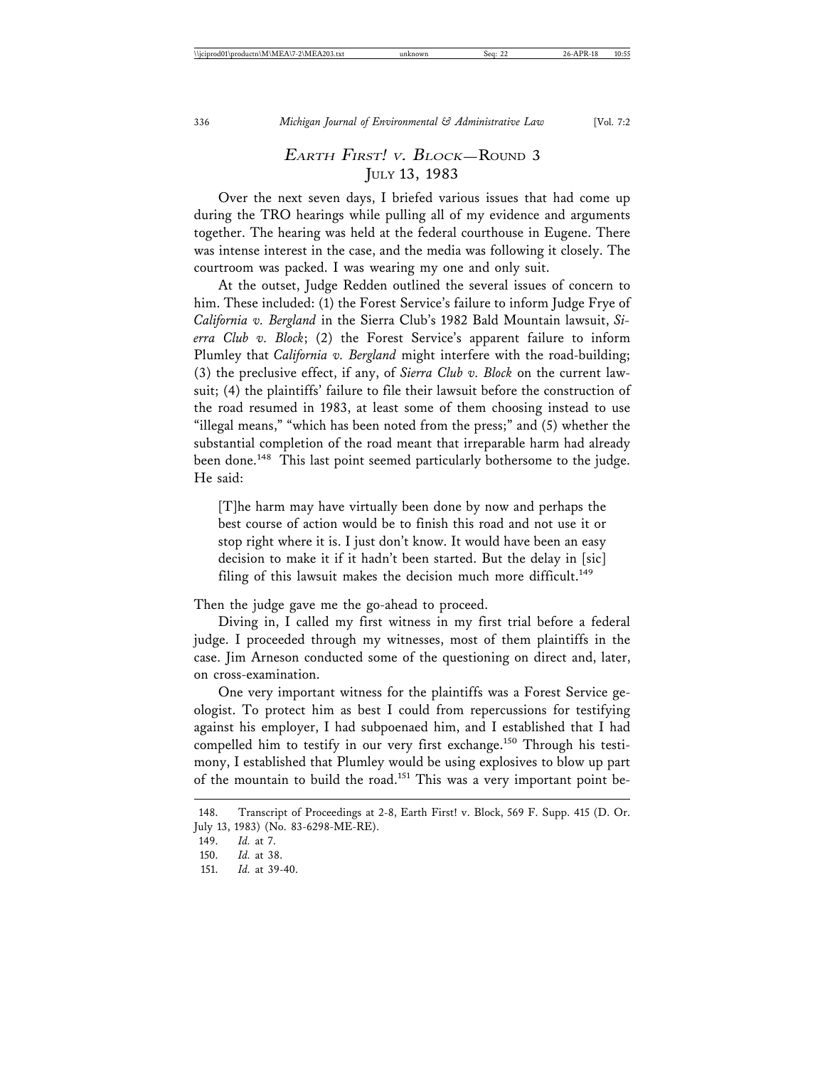## *EARTH FIRST! v. BLOCK*—ROUND 3
## JULY 13, 1983

Over the next seven days, I briefed various issues that had come up during the TRO hearings while pulling all of my evidence and arguments together. The hearing was held at the federal courthouse in Eugene. There was intense interest in the case, and the media was following it closely. The courtroom was packed. I was wearing my one and only suit.

At the outset, Judge Redden outlined the several issues of concern to him. These included: (1) the Forest Service's failure to inform Judge Frye of *California v. Bergland* in the Sierra Club's 1982 Bald Mountain lawsuit, *Sierra Club v. Block*; (2) the Forest Service's apparent failure to inform Plumley that *California v. Bergland* might interfere with the road-building; (3) the preclusive effect, if any, of *Sierra Club v. Block* on the current lawsuit; (4) the plaintiffs' failure to file their lawsuit before the construction of the road resumed in 1983, at least some of them choosing instead to use "illegal means," "which has been noted from the press;" and (5) whether the substantial completion of the road meant that irreparable harm had already been done.[148] This last point seemed particularly bothersome to the judge. He said:

> [T]he harm may have virtually been done by now and perhaps the best course of action would be to finish this road and not use it or stop right where it is. I just don't know. It would have been an easy decision to make it if it hadn't been started. But the delay in [sic] filing of this lawsuit makes the decision much more difficult.[149]

Then the judge gave me the go-ahead to proceed.

Diving in, I called my first witness in my first trial before a federal judge. I proceeded through my witnesses, most of them plaintiffs in the case. Jim Arneson conducted some of the questioning on direct and, later, on cross-examination.

One very important witness for the plaintiffs was a Forest Service geologist. To protect him as best I could from repercussions for testifying against his employer, I had subpoenaed him, and I established that I had compelled him to testify in our very first exchange.[150] Through his testimony, I established that Plumley would be using explosives to blow up part of the mountain to build the road.[151] This was a very important point be-

---

148. Transcript of Proceedings at 2-8, Earth First! v. Block, 569 F. Supp. 415 (D. Or. July 13, 1983) (No. 83-6298-ME-RE).

149. *Id.* at 7.

150. *Id.* at 38.

151. *Id.* at 39-40.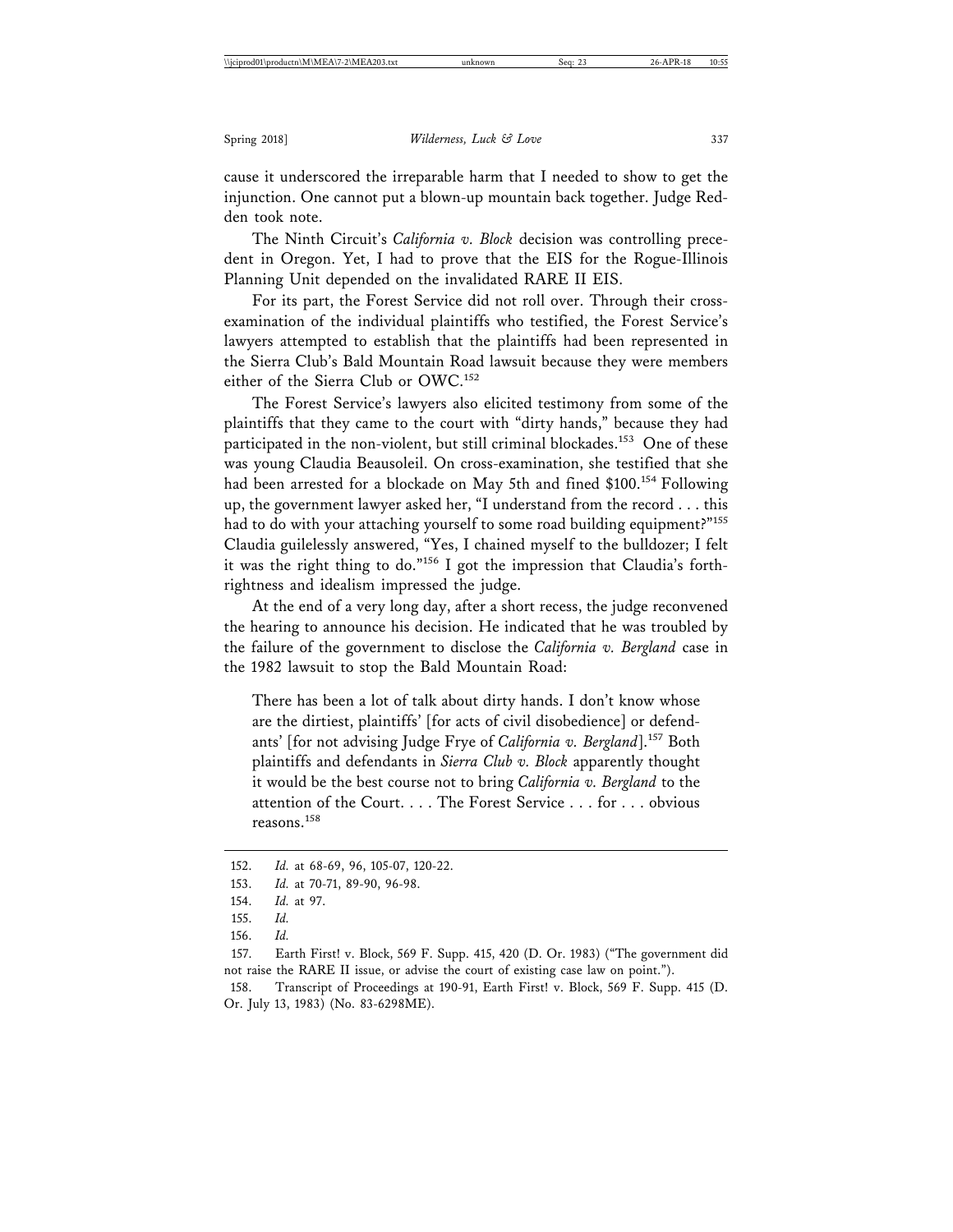cause it underscored the irreparable harm that I needed to show to get the injunction. One cannot put a blown-up mountain back together. Judge Redden took note.

The Ninth Circuit's *California v. Block* decision was controlling precedent in Oregon. Yet, I had to prove that the EIS for the Rogue-Illinois Planning Unit depended on the invalidated RARE II EIS.

For its part, the Forest Service did not roll over. Through their cross-examination of the individual plaintiffs who testified, the Forest Service's lawyers attempted to establish that the plaintiffs had been represented in the Sierra Club's Bald Mountain Road lawsuit because they were members either of the Sierra Club or OWC.[152]

The Forest Service's lawyers also elicited testimony from some of the plaintiffs that they came to the court with "dirty hands," because they had participated in the non-violent, but still criminal blockades.[153] One of these was young Claudia Beausoleil. On cross-examination, she testified that she had been arrested for a blockade on May 5th and fined $100.[154] Following up, the government lawyer asked her, "I understand from the record . . . this had to do with your attaching yourself to some road building equipment?"[155] Claudia guilelessly answered, "Yes, I chained myself to the bulldozer; I felt it was the right thing to do."[156] I got the impression that Claudia's forthrightness and idealism impressed the judge.

At the end of a very long day, after a short recess, the judge reconvened the hearing to announce his decision. He indicated that he was troubled by the failure of the government to disclose the *California v. Bergland* case in the 1982 lawsuit to stop the Bald Mountain Road:

> There has been a lot of talk about dirty hands. I don't know whose are the dirtiest, plaintiffs' [for acts of civil disobedience] or defendants' [for not advising Judge Frye of *California v. Bergland*].[157] Both plaintiffs and defendants in *Sierra Club v. Block* apparently thought it would be the best course not to bring *California v. Bergland* to the attention of the Court. . . . The Forest Service . . . for . . . obvious reasons.[158]

---

152. *Id.* at 68-69, 96, 105-07, 120-22.

153. *Id.* at 70-71, 89-90, 96-98.

154. *Id.* at 97.

155. *Id.*

156. *Id.*

157. Earth First! v. Block, 569 F. Supp. 415, 420 (D. Or. 1983) ("The government did not raise the RARE II issue, or advise the court of existing case law on point.").

158. Transcript of Proceedings at 190-91, Earth First! v. Block, 569 F. Supp. 415 (D. Or. July 13, 1983) (No. 83-6298ME).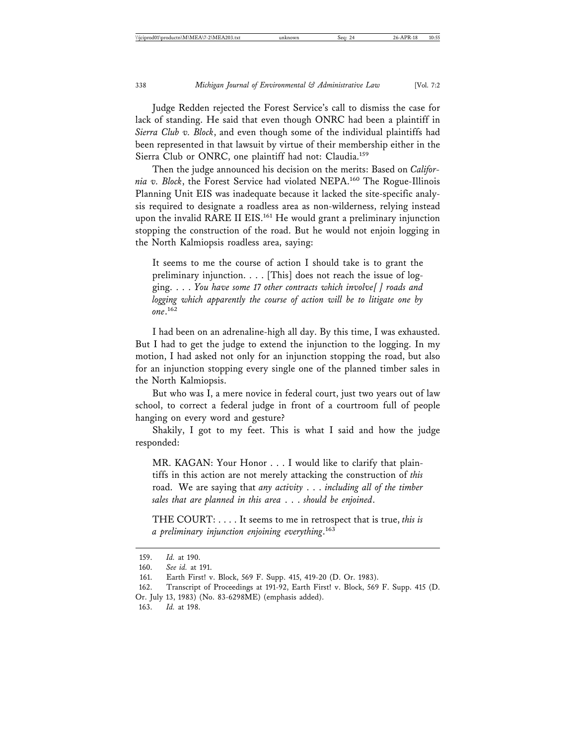Judge Redden rejected the Forest Service's call to dismiss the case for lack of standing. He said that even though ONRC had been a plaintiff in *Sierra Club v. Block*, and even though some of the individual plaintiffs had been represented in that lawsuit by virtue of their membership either in the Sierra Club or ONRC, one plaintiff had not: Claudia.[159]

Then the judge announced his decision on the merits: Based on *California v. Block*, the Forest Service had violated NEPA.[160] The Rogue-Illinois Planning Unit EIS was inadequate because it lacked the site-specific analysis required to designate a roadless area as non-wilderness, relying instead upon the invalid RARE II EIS.[161] He would grant a preliminary injunction stopping the construction of the road. But he would not enjoin logging in the North Kalmiopsis roadless area, saying:

> It seems to me the course of action I should take is to grant the preliminary injunction. . . . [This] does not reach the issue of logging. . . . *You have some 17 other contracts which involve[ ] roads and logging which apparently the course of action will be to litigate one by one*.[162]

I had been on an adrenaline-high all day. By this time, I was exhausted. But I had to get the judge to extend the injunction to the logging. In my motion, I had asked not only for an injunction stopping the road, but also for an injunction stopping every single one of the planned timber sales in the North Kalmiopsis.

But who was I, a mere novice in federal court, just two years out of law school, to correct a federal judge in front of a courtroom full of people hanging on every word and gesture?

Shakily, I got to my feet. This is what I said and how the judge responded:

> MR. KAGAN: Your Honor . . . I would like to clarify that plaintiffs in this action are not merely attacking the construction of *this* road. We are saying that *any activity . . . including all of the timber sales that are planned in this area . . . should be enjoined*.
>
> THE COURT: . . . . It seems to me in retrospect that is true, *this is a preliminary injunction enjoining everything*.[163]

---

159. *Id.* at 190.

160. *See id.* at 191.

161. Earth First! v. Block, 569 F. Supp. 415, 419-20 (D. Or. 1983).

162. Transcript of Proceedings at 191-92, Earth First! v. Block, 569 F. Supp. 415 (D. Or. July 13, 1983) (No. 83-6298ME) (emphasis added).

163. *Id.* at 198.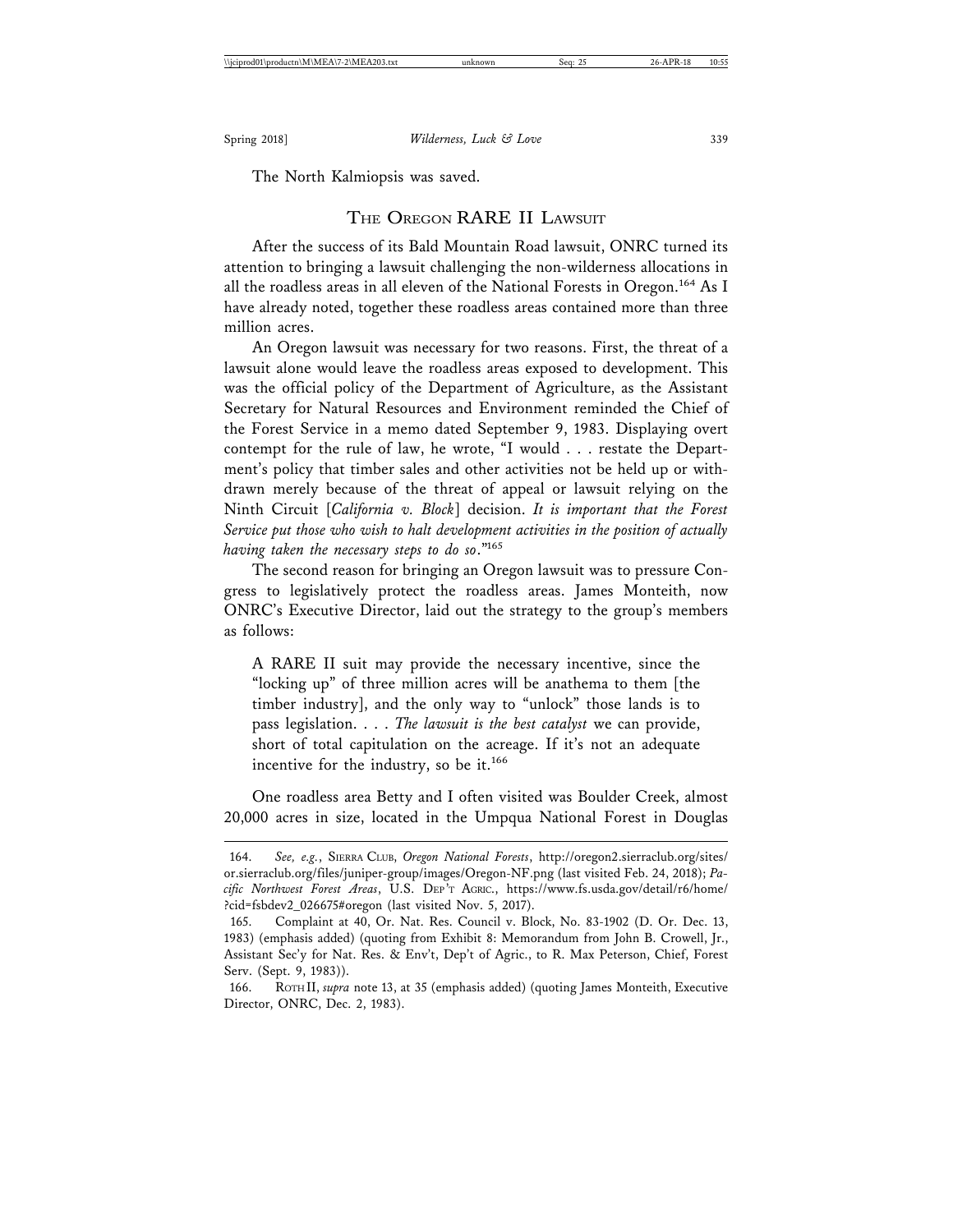The North Kalmiopsis was saved.

## The Oregon RARE II Lawsuit

After the success of its Bald Mountain Road lawsuit, ONRC turned its attention to bringing a lawsuit challenging the non-wilderness allocations in all the roadless areas in all eleven of the National Forests in Oregon.[164] As I have already noted, together these roadless areas contained more than three million acres.

An Oregon lawsuit was necessary for two reasons. First, the threat of a lawsuit alone would leave the roadless areas exposed to development. This was the official policy of the Department of Agriculture, as the Assistant Secretary for Natural Resources and Environment reminded the Chief of the Forest Service in a memo dated September 9, 1983. Displaying overt contempt for the rule of law, he wrote, "I would . . . restate the Department's policy that timber sales and other activities not be held up or withdrawn merely because of the threat of appeal or lawsuit relying on the Ninth Circuit [*California v. Block*] decision. *It is important that the Forest Service put those who wish to halt development activities in the position of actually having taken the necessary steps to do so*."[165]

The second reason for bringing an Oregon lawsuit was to pressure Congress to legislatively protect the roadless areas. James Monteith, now ONRC's Executive Director, laid out the strategy to the group's members as follows:

> A RARE II suit may provide the necessary incentive, since the "locking up" of three million acres will be anathema to them [the timber industry], and the only way to "unlock" those lands is to pass legislation. . . . *The lawsuit is the best catalyst* we can provide, short of total capitulation on the acreage. If it's not an adequate incentive for the industry, so be it.[166]

One roadless area Betty and I often visited was Boulder Creek, almost 20,000 acres in size, located in the Umpqua National Forest in Douglas

---

164. *See, e.g.*, Sierra Club, *Oregon National Forests*, http://oregon2.sierraclub.org/sites/or.sierraclub.org/files/juniper-group/images/Oregon-NF.png (last visited Feb. 24, 2018); *Pacific Northwest Forest Areas*, U.S. Dep't Agric., https://www.fs.usda.gov/detail/r6/home/?cid=fsbdev2_026675#oregon (last visited Nov. 5, 2017).

165. Complaint at 40, Or. Nat. Res. Council v. Block, No. 83-1902 (D. Or. Dec. 13, 1983) (emphasis added) (quoting from Exhibit 8: Memorandum from John B. Crowell, Jr., Assistant Sec'y for Nat. Res. & Env't, Dep't of Agric., to R. Max Peterson, Chief, Forest Serv. (Sept. 9, 1983)).

166. Roth II, *supra* note 13, at 35 (emphasis added) (quoting James Monteith, Executive Director, ONRC, Dec. 2, 1983).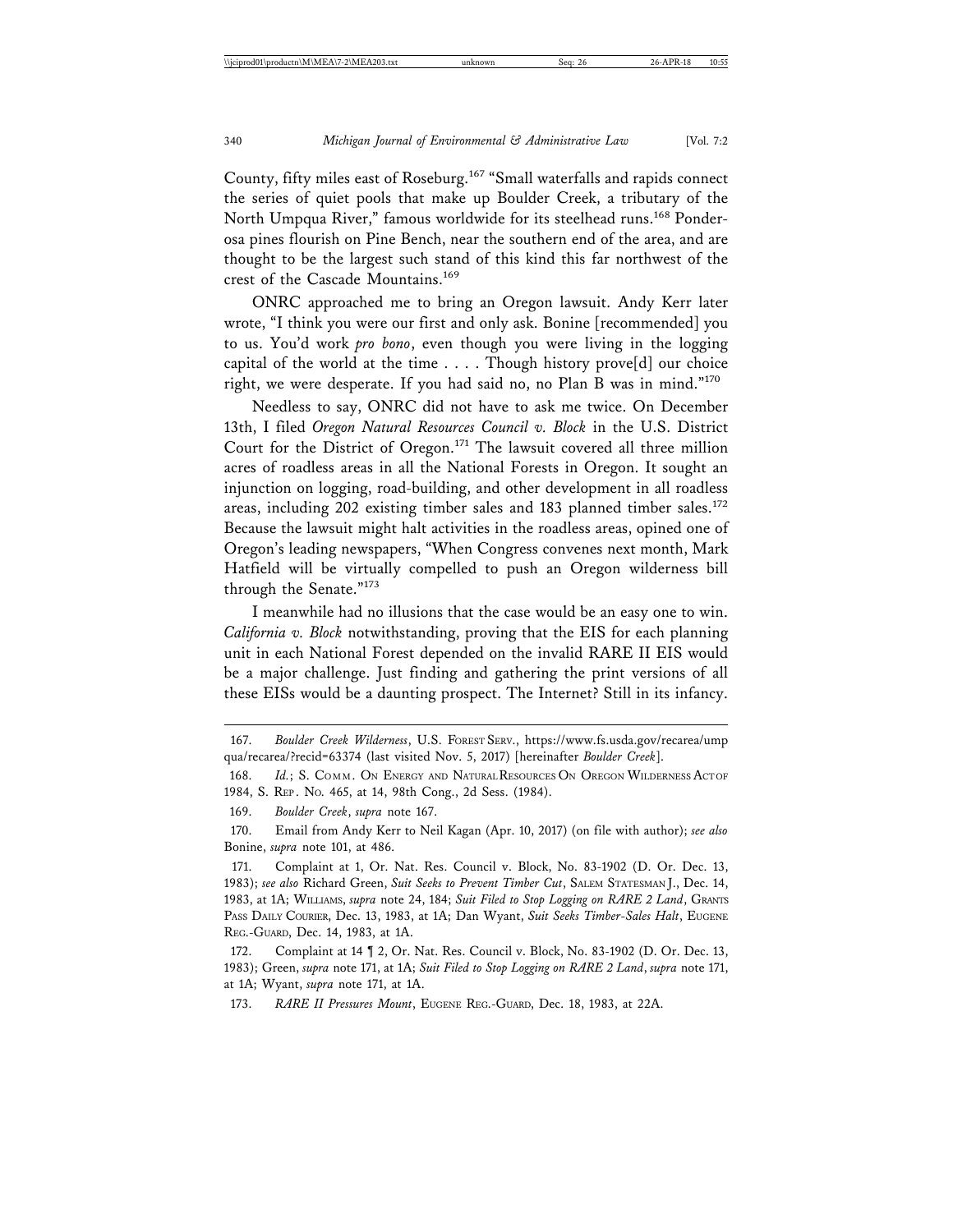County, fifty miles east of Roseburg.[167] "Small waterfalls and rapids connect the series of quiet pools that make up Boulder Creek, a tributary of the North Umpqua River," famous worldwide for its steelhead runs.[168] Ponderosa pines flourish on Pine Bench, near the southern end of the area, and are thought to be the largest such stand of this kind this far northwest of the crest of the Cascade Mountains.[169]

ONRC approached me to bring an Oregon lawsuit. Andy Kerr later wrote, "I think you were our first and only ask. Bonine [recommended] you to us. You'd work *pro bono*, even though you were living in the logging capital of the world at the time . . . . Though history prove[d] our choice right, we were desperate. If you had said no, no Plan B was in mind."[170]

Needless to say, ONRC did not have to ask me twice. On December 13th, I filed *Oregon Natural Resources Council v. Block* in the U.S. District Court for the District of Oregon.[171] The lawsuit covered all three million acres of roadless areas in all the National Forests in Oregon. It sought an injunction on logging, road-building, and other development in all roadless areas, including 202 existing timber sales and 183 planned timber sales.[172] Because the lawsuit might halt activities in the roadless areas, opined one of Oregon's leading newspapers, "When Congress convenes next month, Mark Hatfield will be virtually compelled to push an Oregon wilderness bill through the Senate."[173]

I meanwhile had no illusions that the case would be an easy one to win. *California v. Block* notwithstanding, proving that the EIS for each planning unit in each National Forest depended on the invalid RARE II EIS would be a major challenge. Just finding and gathering the print versions of all these EISs would be a daunting prospect. The Internet? Still in its infancy.

---

167. *Boulder Creek Wilderness*, U.S. FOREST SERV., https://www.fs.usda.gov/recarea/umpqua/recarea/?recid=63374 (last visited Nov. 5, 2017) [hereinafter *Boulder Creek*].

168. *Id.*; S. COMM. ON ENERGY AND NATURAL RESOURCES ON OREGON WILDERNESS ACT OF 1984, S. REP. NO. 465, at 14, 98th Cong., 2d Sess. (1984).

169. *Boulder Creek*, *supra* note 167.

170. Email from Andy Kerr to Neil Kagan (Apr. 10, 2017) (on file with author); *see also* Bonine, *supra* note 101, at 486.

171. Complaint at 1, Or. Nat. Res. Council v. Block, No. 83-1902 (D. Or. Dec. 13, 1983); *see also* Richard Green, *Suit Seeks to Prevent Timber Cut*, SALEM STATESMAN J., Dec. 14, 1983, at 1A; WILLIAMS, *supra* note 24, 184; *Suit Filed to Stop Logging on RARE 2 Land*, GRANTS PASS DAILY COURIER, Dec. 13, 1983, at 1A; Dan Wyant, *Suit Seeks Timber-Sales Halt*, EUGENE REG.-GUARD, Dec. 14, 1983, at 1A.

172. Complaint at 14 ¶ 2, Or. Nat. Res. Council v. Block, No. 83-1902 (D. Or. Dec. 13, 1983); Green, *supra* note 171, at 1A; *Suit Filed to Stop Logging on RARE 2 Land*, *supra* note 171, at 1A; Wyant, *supra* note 171, at 1A.

173. *RARE II Pressures Mount*, EUGENE REG.-GUARD, Dec. 18, 1983, at 22A.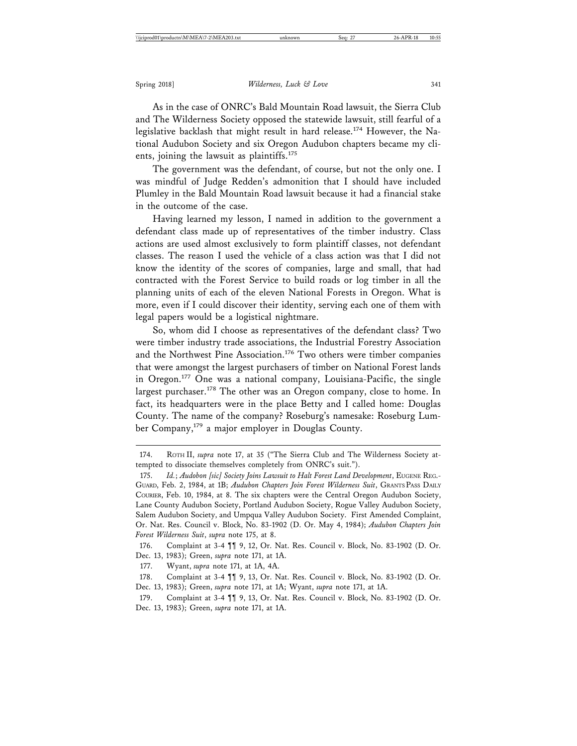As in the case of ONRC's Bald Mountain Road lawsuit, the Sierra Club and The Wilderness Society opposed the statewide lawsuit, still fearful of a legislative backlash that might result in hard release.[174] However, the National Audubon Society and six Oregon Audubon chapters became my clients, joining the lawsuit as plaintiffs.[175]

The government was the defendant, of course, but not the only one. I was mindful of Judge Redden's admonition that I should have included Plumley in the Bald Mountain Road lawsuit because it had a financial stake in the outcome of the case.

Having learned my lesson, I named in addition to the government a defendant class made up of representatives of the timber industry. Class actions are used almost exclusively to form plaintiff classes, not defendant classes. The reason I used the vehicle of a class action was that I did not know the identity of the scores of companies, large and small, that had contracted with the Forest Service to build roads or log timber in all the planning units of each of the eleven National Forests in Oregon. What is more, even if I could discover their identity, serving each one of them with legal papers would be a logistical nightmare.

So, whom did I choose as representatives of the defendant class? Two were timber industry trade associations, the Industrial Forestry Association and the Northwest Pine Association.[176] Two others were timber companies that were amongst the largest purchasers of timber on National Forest lands in Oregon.[177] One was a national company, Louisiana-Pacific, the single largest purchaser.[178] The other was an Oregon company, close to home. In fact, its headquarters were in the place Betty and I called home: Douglas County. The name of the company? Roseburg's namesake: Roseburg Lumber Company,[179] a major employer in Douglas County.

---

174. ROTH II, *supra* note 17, at 35 ("The Sierra Club and The Wilderness Society attempted to dissociate themselves completely from ONRC's suit.").

175. *Id.*; *Audobon [sic] Society Joins Lawsuit to Halt Forest Land Development*, EUGENE REG.-GUARD, Feb. 2, 1984, at 1B; *Audubon Chapters Join Forest Wilderness Suit*, GRANTS PASS DAILY COURIER, Feb. 10, 1984, at 8. The six chapters were the Central Oregon Audubon Society, Lane County Audubon Society, Portland Audubon Society, Rogue Valley Audubon Society, Salem Audubon Society, and Umpqua Valley Audubon Society. First Amended Complaint, Or. Nat. Res. Council v. Block, No. 83-1902 (D. Or. May 4, 1984); *Audubon Chapters Join Forest Wilderness Suit*, *supra* note 175, at 8.

176. Complaint at 3-4 ¶¶ 9, 12, Or. Nat. Res. Council v. Block, No. 83-1902 (D. Or. Dec. 13, 1983); Green, *supra* note 171, at 1A.

177. Wyant, *supra* note 171, at 1A, 4A.

178. Complaint at 3-4 ¶¶ 9, 13, Or. Nat. Res. Council v. Block, No. 83-1902 (D. Or. Dec. 13, 1983); Green, *supra* note 171, at 1A; Wyant, *supra* note 171, at 1A.

179. Complaint at 3-4 ¶¶ 9, 13, Or. Nat. Res. Council v. Block, No. 83-1902 (D. Or. Dec. 13, 1983); Green, *supra* note 171, at 1A.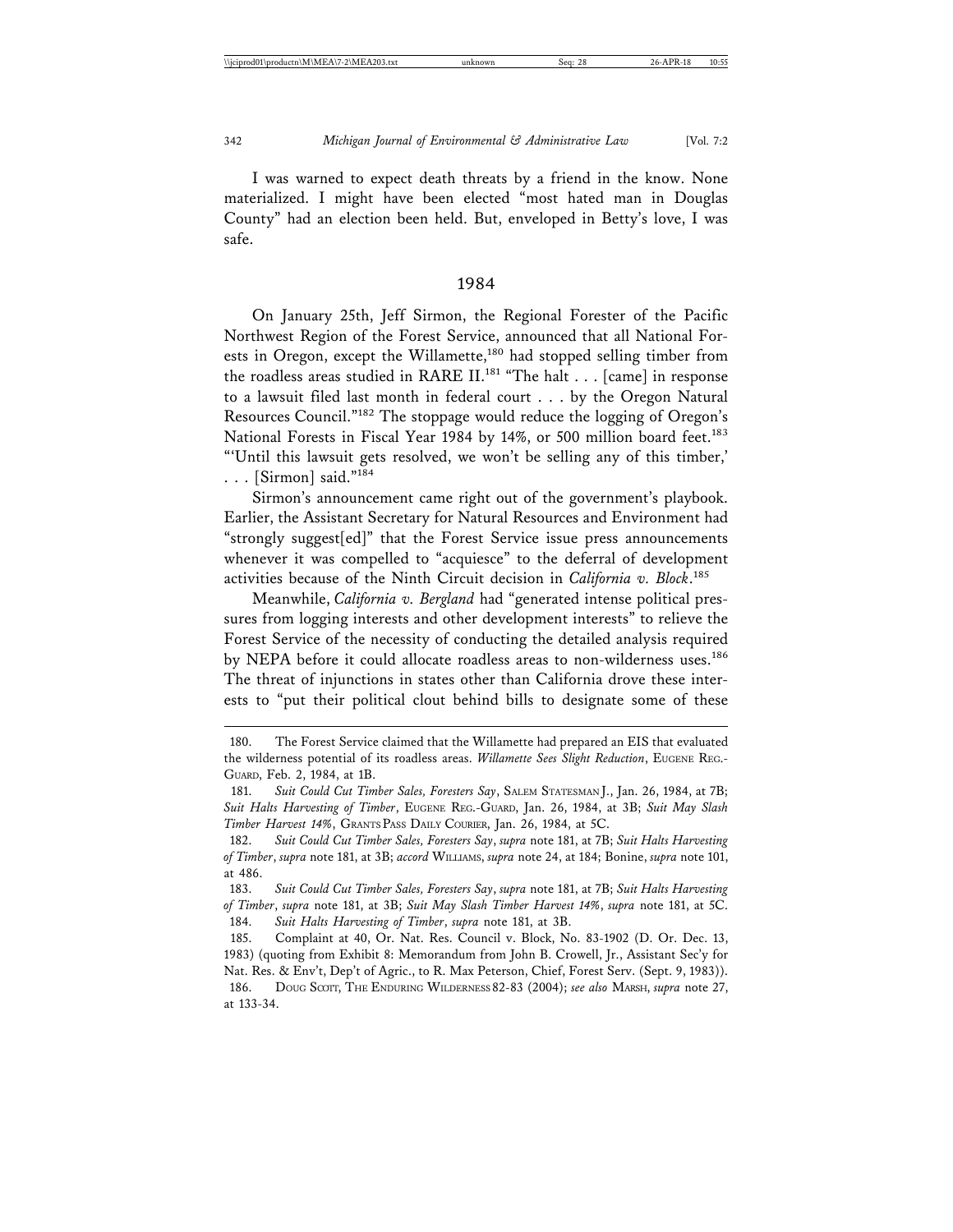I was warned to expect death threats by a friend in the know. None materialized. I might have been elected "most hated man in Douglas County" had an election been held. But, enveloped in Betty's love, I was safe.

## 1984

On January 25th, Jeff Sirmon, the Regional Forester of the Pacific Northwest Region of the Forest Service, announced that all National Forests in Oregon, except the Willamette,[180] had stopped selling timber from the roadless areas studied in RARE II.[181] "The halt . . . [came] in response to a lawsuit filed last month in federal court . . . by the Oregon Natural Resources Council."[182] The stoppage would reduce the logging of Oregon's National Forests in Fiscal Year 1984 by 14%, or 500 million board feet.[183] "'Until this lawsuit gets resolved, we won't be selling any of this timber,' . . . [Sirmon] said."[184]

Sirmon's announcement came right out of the government's playbook. Earlier, the Assistant Secretary for Natural Resources and Environment had "strongly suggest[ed]" that the Forest Service issue press announcements whenever it was compelled to "acquiesce" to the deferral of development activities because of the Ninth Circuit decision in *California v. Block*.[185]

Meanwhile, *California v. Bergland* had "generated intense political pressures from logging interests and other development interests" to relieve the Forest Service of the necessity of conducting the detailed analysis required by NEPA before it could allocate roadless areas to non-wilderness uses.[186] The threat of injunctions in states other than California drove these interests to "put their political clout behind bills to designate some of these

---

180. The Forest Service claimed that the Willamette had prepared an EIS that evaluated the wilderness potential of its roadless areas. *Willamette Sees Slight Reduction*, EUGENE REG.-GUARD, Feb. 2, 1984, at 1B.

181. *Suit Could Cut Timber Sales, Foresters Say*, SALEM STATESMAN J., Jan. 26, 1984, at 7B; *Suit Halts Harvesting of Timber*, EUGENE REG.-GUARD, Jan. 26, 1984, at 3B; *Suit May Slash Timber Harvest 14%*, GRANTS PASS DAILY COURIER, Jan. 26, 1984, at 5C.

182. *Suit Could Cut Timber Sales, Foresters Say*, *supra* note 181, at 7B; *Suit Halts Harvesting of Timber*, *supra* note 181, at 3B; *accord* WILLIAMS, *supra* note 24, at 184; Bonine, *supra* note 101, at 486.

183. *Suit Could Cut Timber Sales, Foresters Say*, *supra* note 181, at 7B; *Suit Halts Harvesting of Timber*, *supra* note 181, at 3B; *Suit May Slash Timber Harvest 14%*, *supra* note 181, at 5C.

184. *Suit Halts Harvesting of Timber*, *supra* note 181, at 3B.

185. Complaint at 40, Or. Nat. Res. Council v. Block, No. 83-1902 (D. Or. Dec. 13, 1983) (quoting from Exhibit 8: Memorandum from John B. Crowell, Jr., Assistant Sec'y for Nat. Res. & Env't, Dep't of Agric., to R. Max Peterson, Chief, Forest Serv. (Sept. 9, 1983)).

186. DOUG SCOTT, THE ENDURING WILDERNESS 82-83 (2004); *see also* MARSH, *supra* note 27, at 133-34.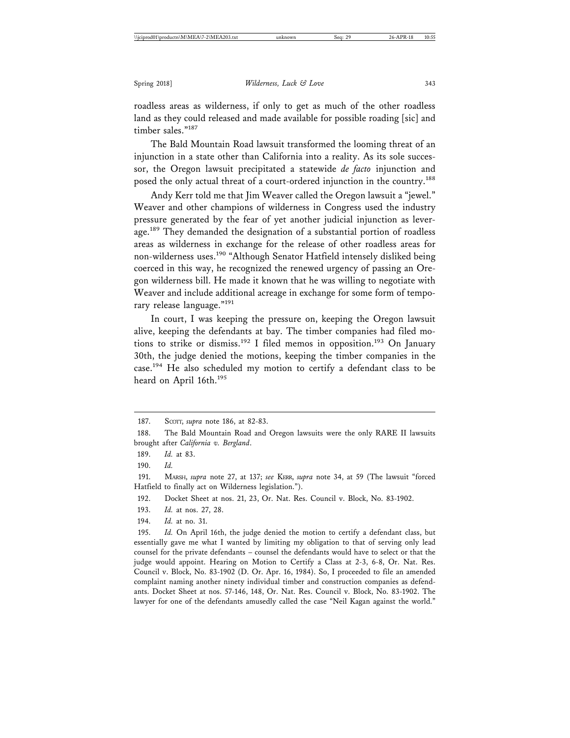roadless areas as wilderness, if only to get as much of the other roadless land as they could released and made available for possible roading [sic] and timber sales."[187]

The Bald Mountain Road lawsuit transformed the looming threat of an injunction in a state other than California into a reality. As its sole successor, the Oregon lawsuit precipitated a statewide *de facto* injunction and posed the only actual threat of a court-ordered injunction in the country.[188]

Andy Kerr told me that Jim Weaver called the Oregon lawsuit a "jewel." Weaver and other champions of wilderness in Congress used the industry pressure generated by the fear of yet another judicial injunction as leverage.[189] They demanded the designation of a substantial portion of roadless areas as wilderness in exchange for the release of other roadless areas for non-wilderness uses.[190] "Although Senator Hatfield intensely disliked being coerced in this way, he recognized the renewed urgency of passing an Oregon wilderness bill. He made it known that he was willing to negotiate with Weaver and include additional acreage in exchange for some form of temporary release language."[191]

In court, I was keeping the pressure on, keeping the Oregon lawsuit alive, keeping the defendants at bay. The timber companies had filed motions to strike or dismiss.[192] I filed memos in opposition.[193] On January 30th, the judge denied the motions, keeping the timber companies in the case.[194] He also scheduled my motion to certify a defendant class to be heard on April 16th.[195]

---

187. Scott, *supra* note 186, at 82-83.

188. The Bald Mountain Road and Oregon lawsuits were the only RARE II lawsuits brought after *California v. Bergland*.

189. *Id.* at 83.

190. *Id.*

191. Marsh, *supra* note 27, at 137; *see* Kerr, *supra* note 34, at 59 (The lawsuit "forced Hatfield to finally act on Wilderness legislation.").

192. Docket Sheet at nos. 21, 23, Or. Nat. Res. Council v. Block, No. 83-1902.

193. *Id.* at nos. 27, 28.

194. *Id.* at no. 31.

195. *Id.* On April 16th, the judge denied the motion to certify a defendant class, but essentially gave me what I wanted by limiting my obligation to that of serving only lead counsel for the private defendants – counsel the defendants would have to select or that the judge would appoint. Hearing on Motion to Certify a Class at 2-3, 6-8, Or. Nat. Res. Council v. Block, No. 83-1902 (D. Or. Apr. 16, 1984). So, I proceeded to file an amended complaint naming another ninety individual timber and construction companies as defendants. Docket Sheet at nos. 57-146, 148, Or. Nat. Res. Council v. Block, No. 83-1902. The lawyer for one of the defendants amusedly called the case "Neil Kagan against the world."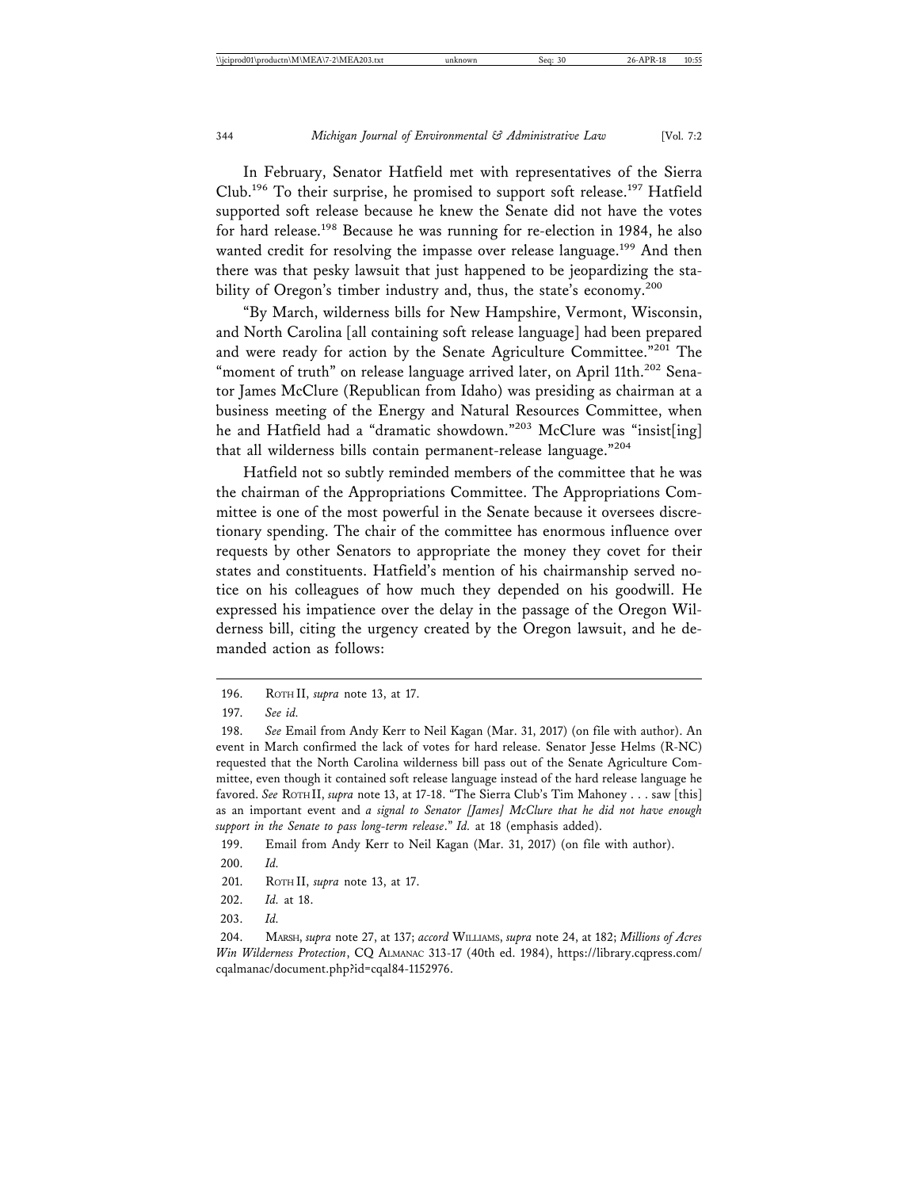In February, Senator Hatfield met with representatives of the Sierra Club.[196] To their surprise, he promised to support soft release.[197] Hatfield supported soft release because he knew the Senate did not have the votes for hard release.[198] Because he was running for re-election in 1984, he also wanted credit for resolving the impasse over release language.[199] And then there was that pesky lawsuit that just happened to be jeopardizing the stability of Oregon's timber industry and, thus, the state's economy.[200]

"By March, wilderness bills for New Hampshire, Vermont, Wisconsin, and North Carolina [all containing soft release language] had been prepared and were ready for action by the Senate Agriculture Committee."[201] The "moment of truth" on release language arrived later, on April 11th.[202] Senator James McClure (Republican from Idaho) was presiding as chairman at a business meeting of the Energy and Natural Resources Committee, when he and Hatfield had a "dramatic showdown."[203] McClure was "insist[ing] that all wilderness bills contain permanent-release language."[204]

Hatfield not so subtly reminded members of the committee that he was the chairman of the Appropriations Committee. The Appropriations Committee is one of the most powerful in the Senate because it oversees discretionary spending. The chair of the committee has enormous influence over requests by other Senators to appropriate the money they covet for their states and constituents. Hatfield's mention of his chairmanship served notice on his colleagues of how much they depended on his goodwill. He expressed his impatience over the delay in the passage of the Oregon Wilderness bill, citing the urgency created by the Oregon lawsuit, and he demanded action as follows:

---

196. ROTH II, *supra* note 13, at 17.

197. *See id.*

198. *See* Email from Andy Kerr to Neil Kagan (Mar. 31, 2017) (on file with author). An event in March confirmed the lack of votes for hard release. Senator Jesse Helms (R-NC) requested that the North Carolina wilderness bill pass out of the Senate Agriculture Committee, even though it contained soft release language instead of the hard release language he favored. *See* ROTH II, *supra* note 13, at 17-18. "The Sierra Club's Tim Mahoney . . . saw [this] as an important event and *a signal to Senator [James] McClure that he did not have enough support in the Senate to pass long-term release*." *Id.* at 18 (emphasis added).

199. Email from Andy Kerr to Neil Kagan (Mar. 31, 2017) (on file with author).

200. *Id.*

201. ROTH II, *supra* note 13, at 17.

202. *Id.* at 18.

203. *Id.*

204. MARSH, *supra* note 27, at 137; *accord* WILLIAMS, *supra* note 24, at 182; *Millions of Acres Win Wilderness Protection*, CQ ALMANAC 313-17 (40th ed. 1984), https://library.cqpress.com/cqalmanac/document.php?id=cqal84-1152976.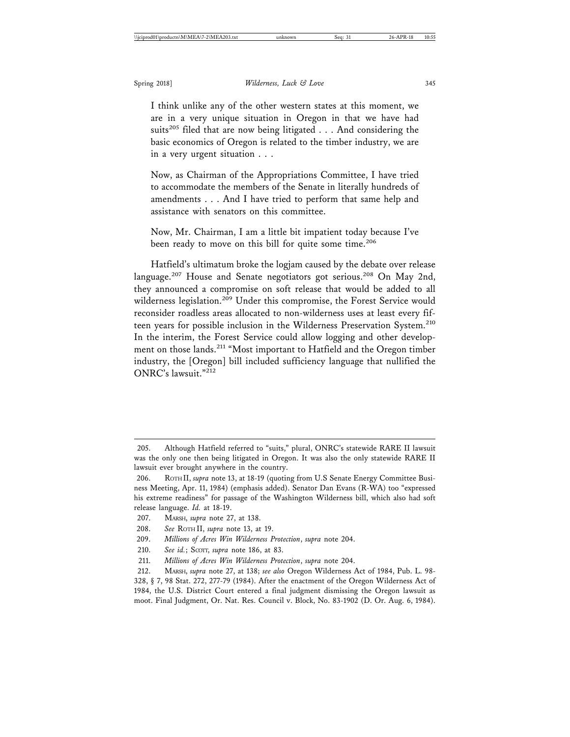> I think unlike any of the other western states at this moment, we are in a very unique situation in Oregon in that we have had suits[205] filed that are now being litigated . . . And considering the basic economics of Oregon is related to the timber industry, we are in a very urgent situation . . .
>
> Now, as Chairman of the Appropriations Committee, I have tried to accommodate the members of the Senate in literally hundreds of amendments . . . And I have tried to perform that same help and assistance with senators on this committee.
>
> Now, Mr. Chairman, I am a little bit impatient today because I've been ready to move on this bill for quite some time.[206]

Hatfield's ultimatum broke the logjam caused by the debate over release language.[207] House and Senate negotiators got serious.[208] On May 2nd, they announced a compromise on soft release that would be added to all wilderness legislation.[209] Under this compromise, the Forest Service would reconsider roadless areas allocated to non-wilderness uses at least every fifteen years for possible inclusion in the Wilderness Preservation System.[210] In the interim, the Forest Service could allow logging and other development on those lands.[211] "Most important to Hatfield and the Oregon timber industry, the [Oregon] bill included sufficiency language that nullified the ONRC's lawsuit."[212]

---

205. Although Hatfield referred to "suits," plural, ONRC's statewide RARE II lawsuit was the only one then being litigated in Oregon. It was also the only statewide RARE II lawsuit ever brought anywhere in the country.

206. ROTH II, *supra* note 13, at 18-19 (quoting from U.S Senate Energy Committee Business Meeting, Apr. 11, 1984) (emphasis added). Senator Dan Evans (R-WA) too "expressed his extreme readiness" for passage of the Washington Wilderness bill, which also had soft release language. *Id.* at 18-19.

207. MARSH, *supra* note 27, at 138.

208. *See* ROTH II, *supra* note 13, at 19.

209. *Millions of Acres Win Wilderness Protection*, *supra* note 204.

210. *See id.*; SCOTT, *supra* note 186, at 83.

211. *Millions of Acres Win Wilderness Protection*, *supra* note 204.

212. MARSH, *supra* note 27, at 138; *see also* Oregon Wilderness Act of 1984, Pub. L. 98-328, § 7, 98 Stat. 272, 277-79 (1984). After the enactment of the Oregon Wilderness Act of 1984, the U.S. District Court entered a final judgment dismissing the Oregon lawsuit as moot. Final Judgment, Or. Nat. Res. Council v. Block, No. 83-1902 (D. Or. Aug. 6, 1984).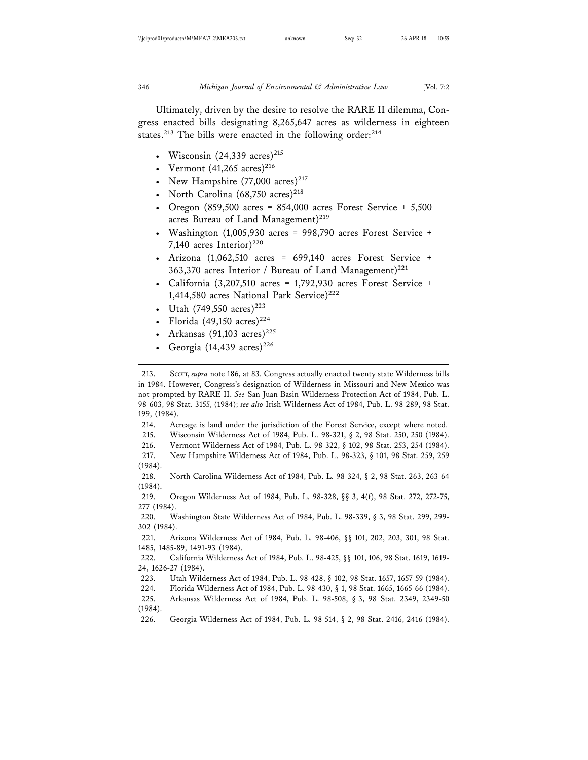Ultimately, driven by the desire to resolve the RARE II dilemma, Congress enacted bills designating 8,265,647 acres as wilderness in eighteen states.[213] The bills were enacted in the following order:[214]

- Wisconsin (24,339 acres)[215]
- Vermont (41,265 acres)[216]
- New Hampshire (77,000 acres)[217]
- North Carolina (68,750 acres)[218]
- Oregon (859,500 acres = 854,000 acres Forest Service + 5,500 acres Bureau of Land Management)[219]
- Washington (1,005,930 acres = 998,790 acres Forest Service + 7,140 acres Interior)[220]
- Arizona (1,062,510 acres = 699,140 acres Forest Service + 363,370 acres Interior / Bureau of Land Management)[221]
- California (3,207,510 acres = 1,792,930 acres Forest Service + 1,414,580 acres National Park Service)[222]
- Utah (749,550 acres)[223]
- Florida (49,150 acres)[224]
- Arkansas (91,103 acres)[225]
- Georgia (14,439 acres)[226]

---

213. Scott, *supra* note 186, at 83. Congress actually enacted twenty state Wilderness bills in 1984. However, Congress's designation of Wilderness in Missouri and New Mexico was not prompted by RARE II. *See* San Juan Basin Wilderness Protection Act of 1984, Pub. L. 98-603, 98 Stat. 3155, (1984); *see also* Irish Wilderness Act of 1984, Pub. L. 98-289, 98 Stat. 199, (1984).

214. Acreage is land under the jurisdiction of the Forest Service, except where noted.

215. Wisconsin Wilderness Act of 1984, Pub. L. 98-321, § 2, 98 Stat. 250, 250 (1984).

216. Vermont Wilderness Act of 1984, Pub. L. 98-322, § 102, 98 Stat. 253, 254 (1984).

217. New Hampshire Wilderness Act of 1984, Pub. L. 98-323, § 101, 98 Stat. 259, 259 (1984).

218. North Carolina Wilderness Act of 1984, Pub. L. 98-324, § 2, 98 Stat. 263, 263-64 (1984).

219. Oregon Wilderness Act of 1984, Pub. L. 98-328, §§ 3, 4(f), 98 Stat. 272, 272-75, 277 (1984).

220. Washington State Wilderness Act of 1984, Pub. L. 98-339, § 3, 98 Stat. 299, 299-302 (1984).

221. Arizona Wilderness Act of 1984, Pub. L. 98-406, §§ 101, 202, 203, 301, 98 Stat. 1485, 1485-89, 1491-93 (1984).

222. California Wilderness Act of 1984, Pub. L. 98-425, §§ 101, 106, 98 Stat. 1619, 1619-24, 1626-27 (1984).

223. Utah Wilderness Act of 1984, Pub. L. 98-428, § 102, 98 Stat. 1657, 1657-59 (1984).

224. Florida Wilderness Act of 1984, Pub. L. 98-430, § 1, 98 Stat. 1665, 1665-66 (1984).

225. Arkansas Wilderness Act of 1984, Pub. L. 98-508, § 3, 98 Stat. 2349, 2349-50 (1984).

226. Georgia Wilderness Act of 1984, Pub. L. 98-514, § 2, 98 Stat. 2416, 2416 (1984).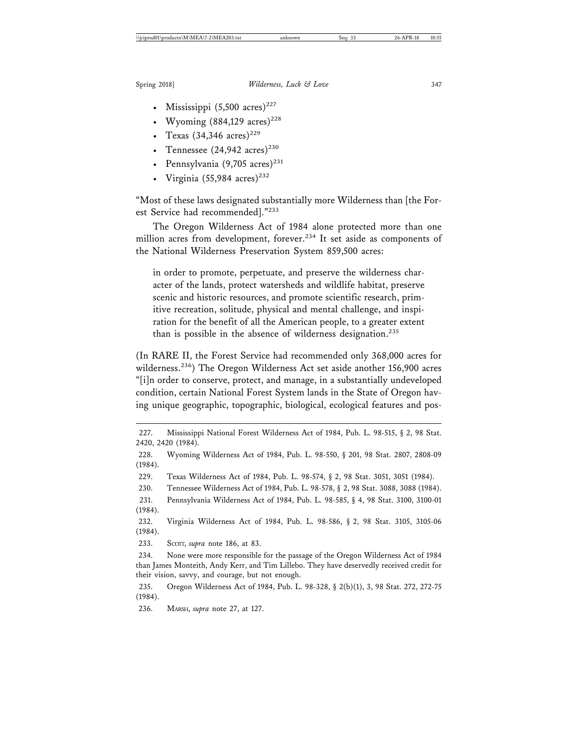- Mississippi (5,500 acres)[227]
- Wyoming (884,129 acres)[228]
- Texas (34,346 acres)[229]
- Tennessee (24,942 acres)[230]
- Pennsylvania (9,705 acres)[231]
- Virginia (55,984 acres)[232]

"Most of these laws designated substantially more Wilderness than [the Forest Service had recommended]."[233]

The Oregon Wilderness Act of 1984 alone protected more than one million acres from development, forever.[234] It set aside as components of the National Wilderness Preservation System 859,500 acres:

> in order to promote, perpetuate, and preserve the wilderness character of the lands, protect watersheds and wildlife habitat, preserve scenic and historic resources, and promote scientific research, primitive recreation, solitude, physical and mental challenge, and inspiration for the benefit of all the American people, to a greater extent than is possible in the absence of wilderness designation.[235]

(In RARE II, the Forest Service had recommended only 368,000 acres for wilderness.[236]) The Oregon Wilderness Act set aside another 156,900 acres "[i]n order to conserve, protect, and manage, in a substantially undeveloped condition, certain National Forest System lands in the State of Oregon having unique geographic, topographic, biological, ecological features and pos-

---

227. Mississippi National Forest Wilderness Act of 1984, Pub. L. 98-515, § 2, 98 Stat. 2420, 2420 (1984).

228. Wyoming Wilderness Act of 1984, Pub. L. 98-550, § 201, 98 Stat. 2807, 2808-09 (1984).

229. Texas Wilderness Act of 1984, Pub. L. 98-574, § 2, 98 Stat. 3051, 3051 (1984).

230. Tennessee Wilderness Act of 1984, Pub. L. 98-578, § 2, 98 Stat. 3088, 3088 (1984).

231. Pennsylvania Wilderness Act of 1984, Pub. L. 98-585, § 4, 98 Stat. 3100, 3100-01 (1984).

232. Virginia Wilderness Act of 1984, Pub. L. 98-586, § 2, 98 Stat. 3105, 3105-06 (1984).

233. SCOTT, *supra* note 186, at 83.

234. None were more responsible for the passage of the Oregon Wilderness Act of 1984 than James Monteith, Andy Kerr, and Tim Lillebo. They have deservedly received credit for their vision, savvy, and courage, but not enough.

235. Oregon Wilderness Act of 1984, Pub. L. 98-328, § 2(b)(1), 3, 98 Stat. 272, 272-75 (1984).

236. MARSH, *supra* note 27, at 127.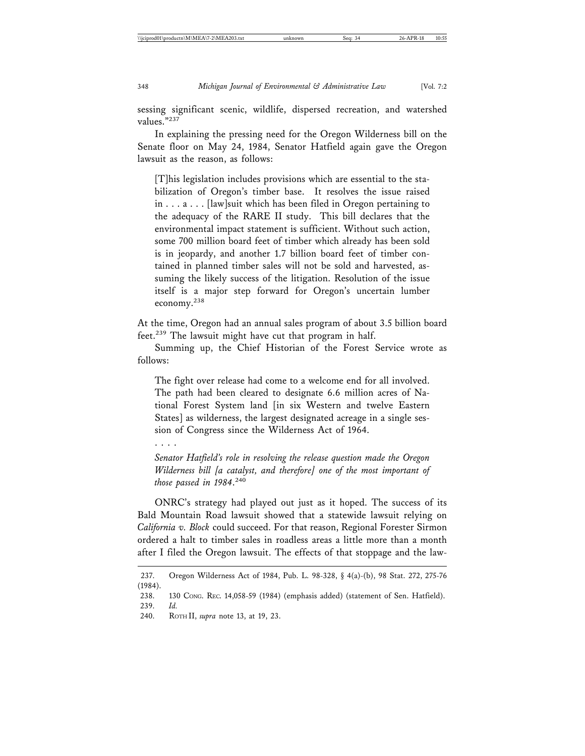sessing significant scenic, wildlife, dispersed recreation, and watershed values."[237]

In explaining the pressing need for the Oregon Wilderness bill on the Senate floor on May 24, 1984, Senator Hatfield again gave the Oregon lawsuit as the reason, as follows:

> [T]his legislation includes provisions which are essential to the stabilization of Oregon's timber base. It resolves the issue raised in . . . a . . . [law]suit which has been filed in Oregon pertaining to the adequacy of the RARE II study. This bill declares that the environmental impact statement is sufficient. Without such action, some 700 million board feet of timber which already has been sold is in jeopardy, and another 1.7 billion board feet of timber contained in planned timber sales will not be sold and harvested, assuming the likely success of the litigation. Resolution of the issue itself is a major step forward for Oregon's uncertain lumber economy.[238]

At the time, Oregon had an annual sales program of about 3.5 billion board feet.[239] The lawsuit might have cut that program in half.

Summing up, the Chief Historian of the Forest Service wrote as follows:

> The fight over release had come to a welcome end for all involved. The path had been cleared to designate 6.6 million acres of National Forest System land [in six Western and twelve Eastern States] as wilderness, the largest designated acreage in a single session of Congress since the Wilderness Act of 1964.
>
> . . . .
>
> *Senator Hatfield's role in resolving the release question made the Oregon Wilderness bill [a catalyst, and therefore] one of the most important of those passed in 1984.*[240]

ONRC's strategy had played out just as it hoped. The success of its Bald Mountain Road lawsuit showed that a statewide lawsuit relying on *California v. Block* could succeed. For that reason, Regional Forester Sirmon ordered a halt to timber sales in roadless areas a little more than a month after I filed the Oregon lawsuit. The effects of that stoppage and the law-

237. Oregon Wilderness Act of 1984, Pub. L. 98-328, § 4(a)-(b), 98 Stat. 272, 275-76 (1984).

238. 130 CONG. REC. 14,058-59 (1984) (emphasis added) (statement of Sen. Hatfield).

239. *Id.*

240. ROTH II, *supra* note 13, at 19, 23.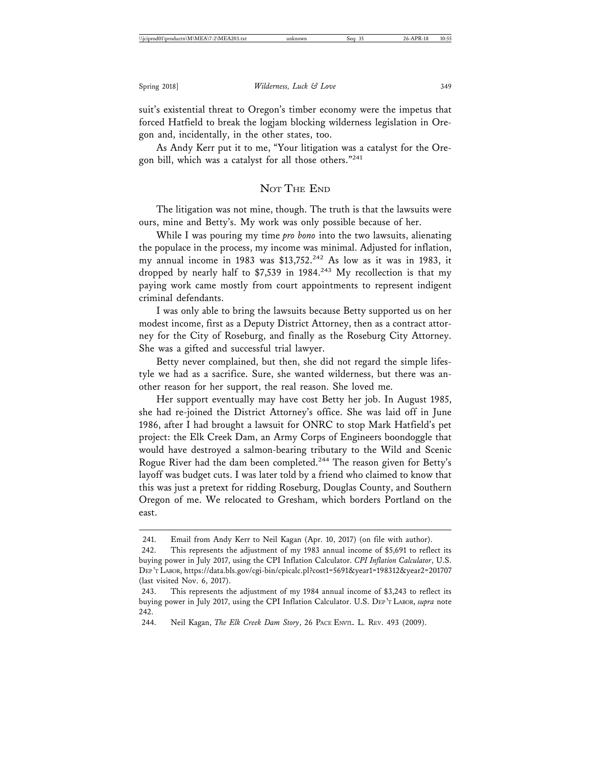suit's existential threat to Oregon's timber economy were the impetus that forced Hatfield to break the logjam blocking wilderness legislation in Oregon and, incidentally, in the other states, too.

As Andy Kerr put it to me, "Your litigation was a catalyst for the Oregon bill, which was a catalyst for all those others."[241]

## NOT THE END

The litigation was not mine, though. The truth is that the lawsuits were ours, mine and Betty's. My work was only possible because of her.

While I was pouring my time *pro bono* into the two lawsuits, alienating the populace in the process, my income was minimal. Adjusted for inflation, my annual income in 1983 was $13,752.[242] As low as it was in 1983, it dropped by nearly half to $7,539 in 1984.[243] My recollection is that my paying work came mostly from court appointments to represent indigent criminal defendants.

I was only able to bring the lawsuits because Betty supported us on her modest income, first as a Deputy District Attorney, then as a contract attorney for the City of Roseburg, and finally as the Roseburg City Attorney. She was a gifted and successful trial lawyer.

Betty never complained, but then, she did not regard the simple lifestyle we had as a sacrifice. Sure, she wanted wilderness, but there was another reason for her support, the real reason. She loved me.

Her support eventually may have cost Betty her job. In August 1985, she had re-joined the District Attorney's office. She was laid off in June 1986, after I had brought a lawsuit for ONRC to stop Mark Hatfield's pet project: the Elk Creek Dam, an Army Corps of Engineers boondoggle that would have destroyed a salmon-bearing tributary to the Wild and Scenic Rogue River had the dam been completed.[244] The reason given for Betty's layoff was budget cuts. I was later told by a friend who claimed to know that this was just a pretext for ridding Roseburg, Douglas County, and Southern Oregon of me. We relocated to Gresham, which borders Portland on the east.

---

241. Email from Andy Kerr to Neil Kagan (Apr. 10, 2017) (on file with author).

242. This represents the adjustment of my 1983 annual income of $5,691 to reflect its buying power in July 2017, using the CPI Inflation Calculator. *CPI Inflation Calculator*, U.S. DEP'T LABOR, https://data.bls.gov/cgi-bin/cpicalc.pl?cost1=5691&year1=198312&year2=201707 (last visited Nov. 6, 2017).

243. This represents the adjustment of my 1984 annual income of $3,243 to reflect its buying power in July 2017, using the CPI Inflation Calculator. U.S. DEP'T LABOR, *supra* note 242.

244. Neil Kagan, *The Elk Creek Dam Story*, 26 PACE ENVTL. L. REV. 493 (2009).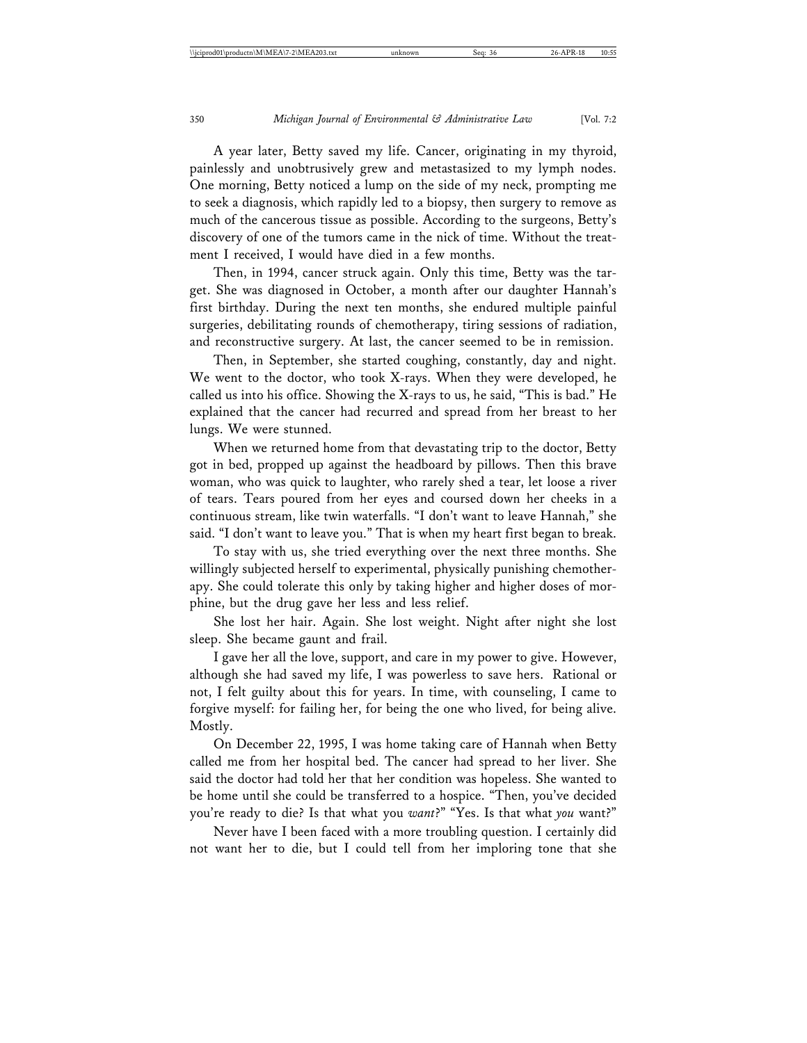A year later, Betty saved my life. Cancer, originating in my thyroid, painlessly and unobtrusively grew and metastasized to my lymph nodes. One morning, Betty noticed a lump on the side of my neck, prompting me to seek a diagnosis, which rapidly led to a biopsy, then surgery to remove as much of the cancerous tissue as possible. According to the surgeons, Betty's discovery of one of the tumors came in the nick of time. Without the treatment I received, I would have died in a few months.

Then, in 1994, cancer struck again. Only this time, Betty was the target. She was diagnosed in October, a month after our daughter Hannah's first birthday. During the next ten months, she endured multiple painful surgeries, debilitating rounds of chemotherapy, tiring sessions of radiation, and reconstructive surgery. At last, the cancer seemed to be in remission.

Then, in September, she started coughing, constantly, day and night. We went to the doctor, who took X-rays. When they were developed, he called us into his office. Showing the X-rays to us, he said, "This is bad." He explained that the cancer had recurred and spread from her breast to her lungs. We were stunned.

When we returned home from that devastating trip to the doctor, Betty got in bed, propped up against the headboard by pillows. Then this brave woman, who was quick to laughter, who rarely shed a tear, let loose a river of tears. Tears poured from her eyes and coursed down her cheeks in a continuous stream, like twin waterfalls. "I don't want to leave Hannah," she said. "I don't want to leave you." That is when my heart first began to break.

To stay with us, she tried everything over the next three months. She willingly subjected herself to experimental, physically punishing chemotherapy. She could tolerate this only by taking higher and higher doses of morphine, but the drug gave her less and less relief.

She lost her hair. Again. She lost weight. Night after night she lost sleep. She became gaunt and frail.

I gave her all the love, support, and care in my power to give. However, although she had saved my life, I was powerless to save hers. Rational or not, I felt guilty about this for years. In time, with counseling, I came to forgive myself: for failing her, for being the one who lived, for being alive. Mostly.

On December 22, 1995, I was home taking care of Hannah when Betty called me from her hospital bed. The cancer had spread to her liver. She said the doctor had told her that her condition was hopeless. She wanted to be home until she could be transferred to a hospice. "Then, you've decided you're ready to die? Is that what you *want*?" "Yes. Is that what *you* want?"

Never have I been faced with a more troubling question. I certainly did not want her to die, but I could tell from her imploring tone that she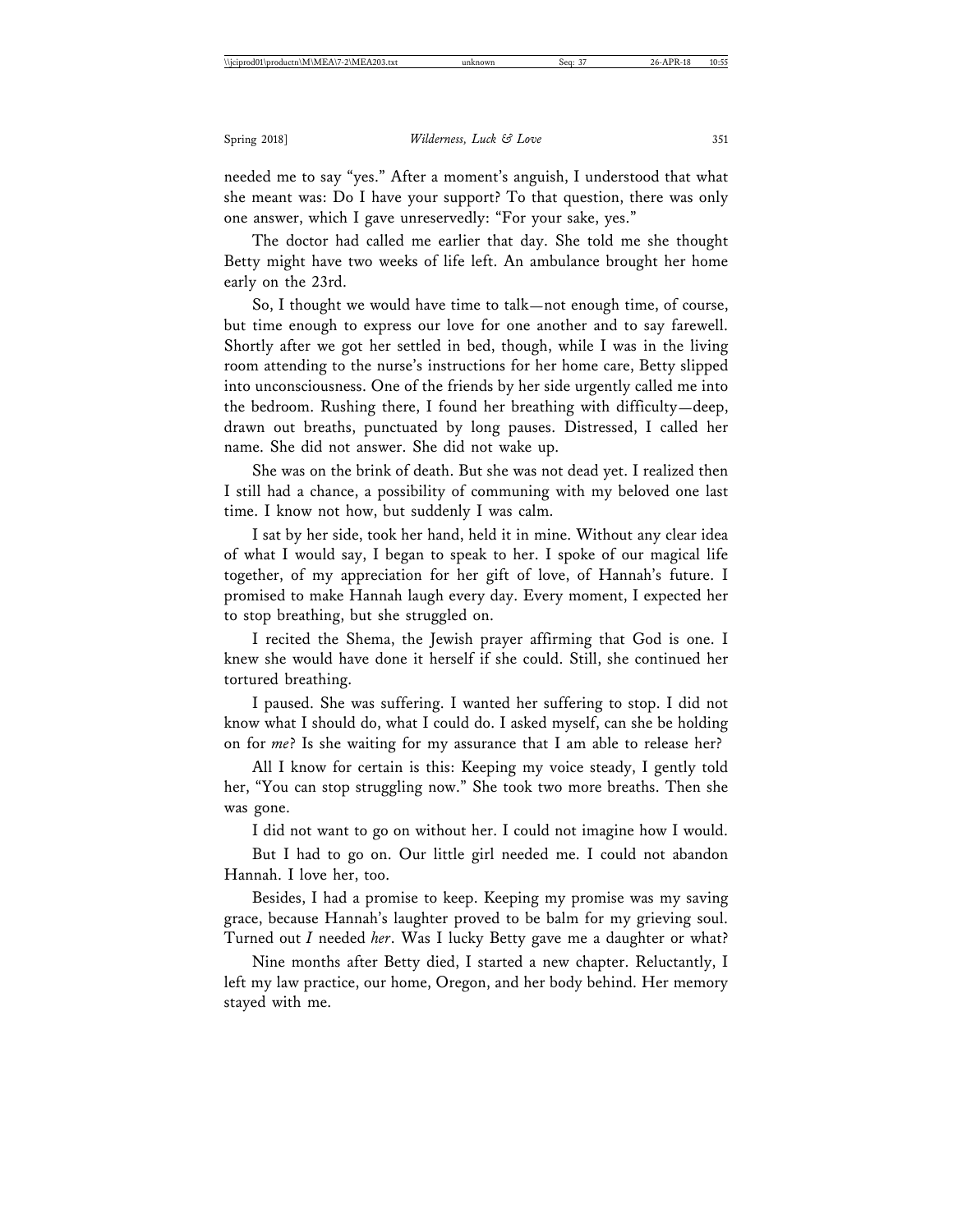needed me to say "yes." After a moment's anguish, I understood that what she meant was: Do I have your support? To that question, there was only one answer, which I gave unreservedly: "For your sake, yes."

The doctor had called me earlier that day. She told me she thought Betty might have two weeks of life left. An ambulance brought her home early on the 23rd.

So, I thought we would have time to talk—not enough time, of course, but time enough to express our love for one another and to say farewell. Shortly after we got her settled in bed, though, while I was in the living room attending to the nurse's instructions for her home care, Betty slipped into unconsciousness. One of the friends by her side urgently called me into the bedroom. Rushing there, I found her breathing with difficulty—deep, drawn out breaths, punctuated by long pauses. Distressed, I called her name. She did not answer. She did not wake up.

She was on the brink of death. But she was not dead yet. I realized then I still had a chance, a possibility of communing with my beloved one last time. I know not how, but suddenly I was calm.

I sat by her side, took her hand, held it in mine. Without any clear idea of what I would say, I began to speak to her. I spoke of our magical life together, of my appreciation for her gift of love, of Hannah's future. I promised to make Hannah laugh every day. Every moment, I expected her to stop breathing, but she struggled on.

I recited the Shema, the Jewish prayer affirming that God is one. I knew she would have done it herself if she could. Still, she continued her tortured breathing.

I paused. She was suffering. I wanted her suffering to stop. I did not know what I should do, what I could do. I asked myself, can she be holding on for *me*? Is she waiting for my assurance that I am able to release her?

All I know for certain is this: Keeping my voice steady, I gently told her, "You can stop struggling now." She took two more breaths. Then she was gone.

I did not want to go on without her. I could not imagine how I would.

But I had to go on. Our little girl needed me. I could not abandon Hannah. I love her, too.

Besides, I had a promise to keep. Keeping my promise was my saving grace, because Hannah's laughter proved to be balm for my grieving soul. Turned out *I* needed *her*. Was I lucky Betty gave me a daughter or what?

Nine months after Betty died, I started a new chapter. Reluctantly, I left my law practice, our home, Oregon, and her body behind. Her memory stayed with me.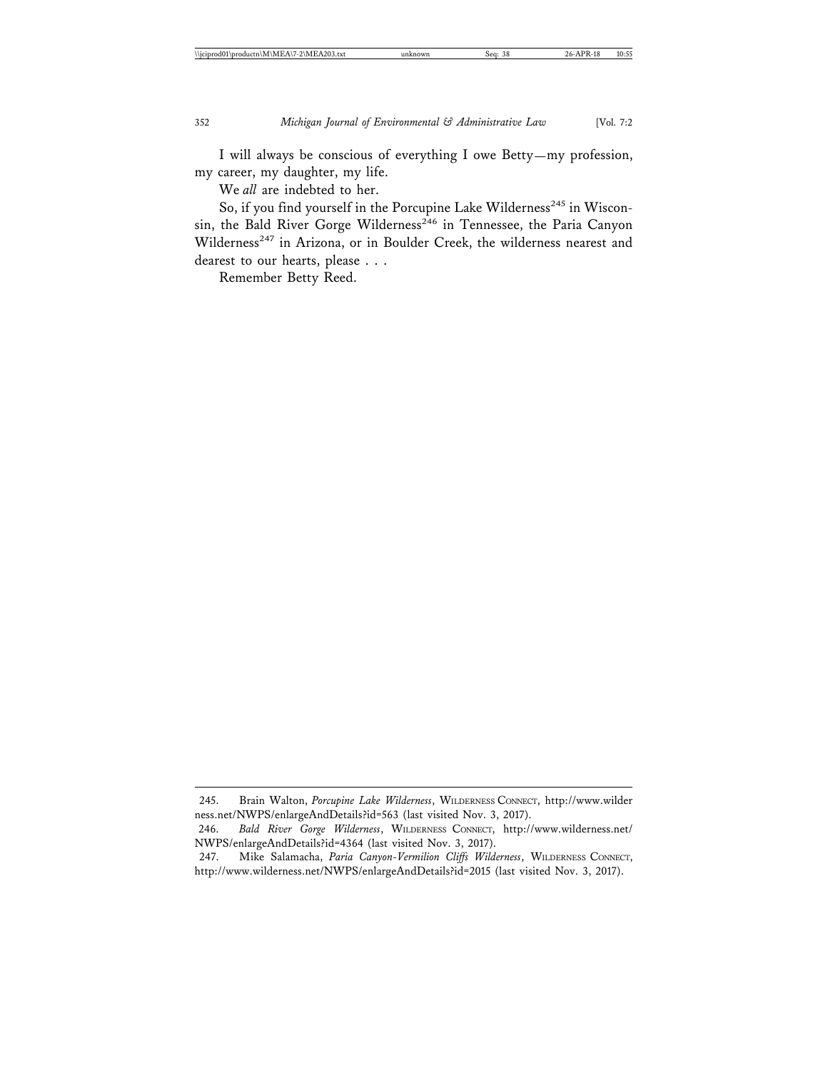I will always be conscious of everything I owe Betty—my profession, my career, my daughter, my life.

We *all* are indebted to her.

So, if you find yourself in the Porcupine Lake Wilderness[245] in Wisconsin, the Bald River Gorge Wilderness[246] in Tennessee, the Paria Canyon Wilderness[247] in Arizona, or in Boulder Creek, the wilderness nearest and dearest to our hearts, please . . .

Remember Betty Reed.

---

245. Brain Walton, *Porcupine Lake Wilderness*, WILDERNESS CONNECT, http://www.wilderness.net/NWPS/enlargeAndDetails?id=563 (last visited Nov. 3, 2017).

246. *Bald River Gorge Wilderness*, WILDERNESS CONNECT, http://www.wilderness.net/NWPS/enlargeAndDetails?id=4364 (last visited Nov. 3, 2017).

247. Mike Salamacha, *Paria Canyon-Vermilion Cliffs Wilderness*, WILDERNESS CONNECT, http://www.wilderness.net/NWPS/enlargeAndDetails?id=2015 (last visited Nov. 3, 2017).